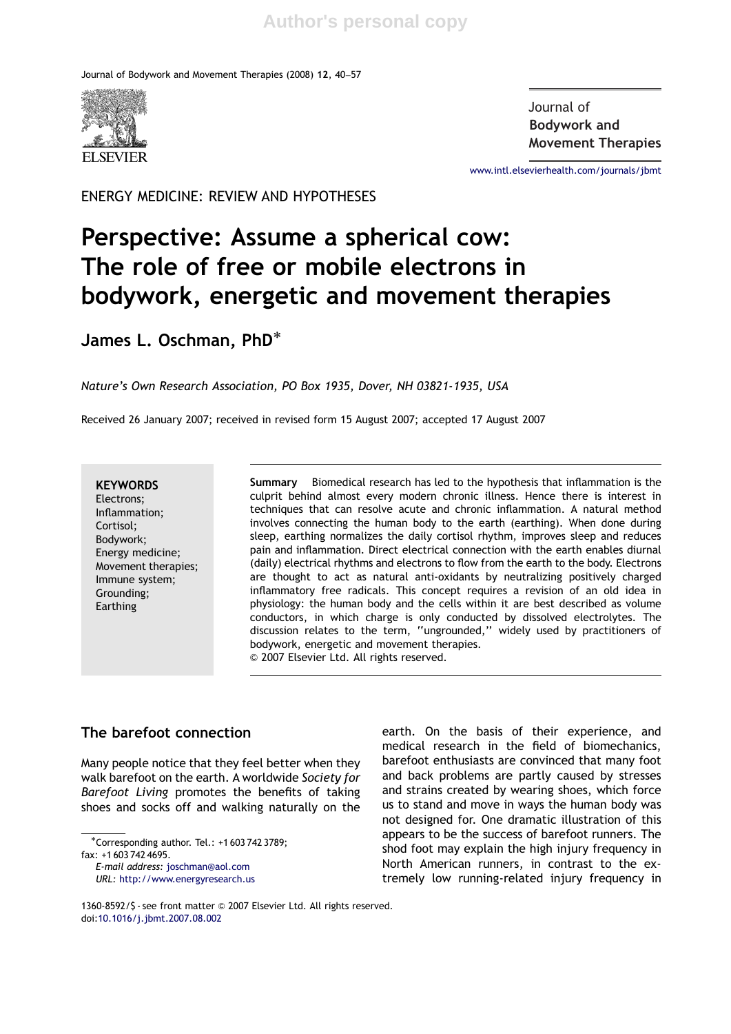ENERGY MEDICINE: REVIEW AND HYPOTHESES

# Perspective: Assume a spherical cow: The role of free or mobile electrons in bodywork, energetic and movement therapies

**James L. Oschman, PhD***

*Nature's Own Research Association, PO Box 1935, Dover, NH 03821-1935, USA*

Received 26 January 2007; received in revised form 15 August 2007; accepted 17 August 2007

**KEYWORDS**
Electrons;
Inflammation;
Cortisol;
Bodywork;
Energy medicine;
Movement therapies;
Immune system;
Grounding;
Earthing

**Summary** Biomedical research has led to the hypothesis that inflammation is the culprit behind almost every modern chronic illness. Hence there is interest in techniques that can resolve acute and chronic inflammation. A natural method involves connecting the human body to the earth (earthing). When done during sleep, earthing normalizes the daily cortisol rhythm, improves sleep and reduces pain and inflammation. Direct electrical connection with the earth enables diurnal (daily) electrical rhythms and electrons to flow from the earth to the body. Electrons are thought to act as natural anti-oxidants by neutralizing positively charged inflammatory free radicals. This concept requires a revision of an old idea in physiology: the human body and the cells within it are best described as volume conductors, in which charge is only conducted by dissolved electrolytes. The discussion relates to the term, ''ungrounded,'' widely used by practitioners of bodywork, energetic and movement therapies.
© 2007 Elsevier Ltd. All rights reserved.

## The barefoot connection

Many people notice that they feel better when they walk barefoot on the earth. A worldwide *Society for Barefoot Living* promotes the benefits of taking shoes and socks off and walking naturally on the earth. On the basis of their experience, and medical research in the field of biomechanics, barefoot enthusiasts are convinced that many foot and back problems are partly caused by stresses and strains created by wearing shoes, which force us to stand and move in ways the human body was not designed for. One dramatic illustration of this appears to be the success of barefoot runners. The shod foot may explain the high injury frequency in North American runners, in contrast to the extremely low running-related injury frequency in

*Corresponding author. Tel.: +1 603 742 3789; fax: +1 603 742 4695.
*E-mail address:* joschman@aol.com
*URL:* http://www.energyresearch.us

1360-8592/$ - see front matter © 2007 Elsevier Ltd. All rights reserved.
doi:10.1016/j.jbmt.2007.08.002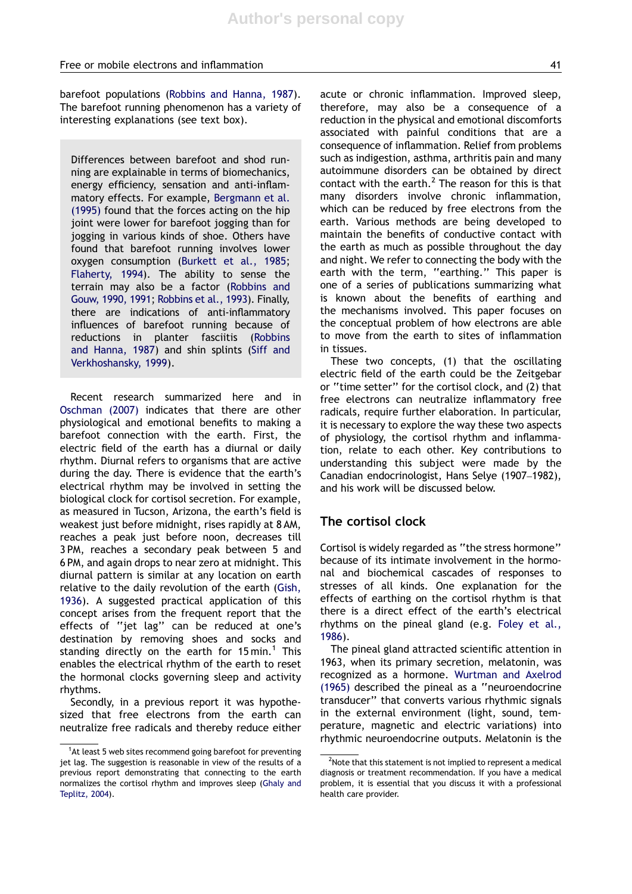barefoot populations (Robbins and Hanna, 1987). The barefoot running phenomenon has a variety of interesting explanations (see text box).

> Differences between barefoot and shod running are explainable in terms of biomechanics, energy efficiency, sensation and anti-inflammatory effects. For example, Bergmann et al. (1995) found that the forces acting on the hip joint were lower for barefoot jogging than for jogging in various kinds of shoe. Others have found that barefoot running involves lower oxygen consumption (Burkett et al., 1985; Flaherty, 1994). The ability to sense the terrain may also be a factor (Robbins and Gouw, 1990, 1991; Robbins et al., 1993). Finally, there are indications of anti-inflammatory influences of barefoot running because of reductions in planter fasciitis (Robbins and Hanna, 1987) and shin splints (Siff and Verkhoshansky, 1999).

Recent research summarized here and in Oschman (2007) indicates that there are other physiological and emotional benefits to making a barefoot connection with the earth. First, the electric field of the earth has a diurnal or daily rhythm. Diurnal refers to organisms that are active during the day. There is evidence that the earth's electrical rhythm may be involved in setting the biological clock for cortisol secretion. For example, as measured in Tucson, Arizona, the earth's field is weakest just before midnight, rises rapidly at 8 AM, reaches a peak just before noon, decreases till 3 PM, reaches a secondary peak between 5 and 6 PM, and again drops to near zero at midnight. This diurnal pattern is similar at any location on earth relative to the daily revolution of the earth (Gish, 1936). A suggested practical application of this concept arises from the frequent report that the effects of "jet lag" can be reduced at one's destination by removing shoes and socks and standing directly on the earth for 15 min.[1] This enables the electrical rhythm of the earth to reset the hormonal clocks governing sleep and activity rhythms.

Secondly, in a previous report it was hypothesized that free electrons from the earth can neutralize free radicals and thereby reduce either acute or chronic inflammation. Improved sleep, therefore, may also be a consequence of a reduction in the physical and emotional discomforts associated with painful conditions that are a consequence of inflammation. Relief from problems such as indigestion, asthma, arthritis pain and many autoimmune disorders can be obtained by direct contact with the earth.[2] The reason for this is that many disorders involve chronic inflammation, which can be reduced by free electrons from the earth. Various methods are being developed to maintain the benefits of conductive contact with the earth as much as possible throughout the day and night. We refer to connecting the body with the earth with the term, "earthing." This paper is one of a series of publications summarizing what is known about the benefits of earthing and the mechanisms involved. This paper focuses on the conceptual problem of how electrons are able to move from the earth to sites of inflammation in tissues.

These two concepts, (1) that the oscillating electric field of the earth could be the Zeitgebar or "time setter" for the cortisol clock, and (2) that free electrons can neutralize inflammatory free radicals, require further elaboration. In particular, it is necessary to explore the way these two aspects of physiology, the cortisol rhythm and inflammation, relate to each other. Key contributions to understanding this subject were made by the Canadian endocrinologist, Hans Selye (1907–1982), and his work will be discussed below.

## The cortisol clock

Cortisol is widely regarded as "the stress hormone" because of its intimate involvement in the hormonal and biochemical cascades of responses to stresses of all kinds. One explanation for the effects of earthing on the cortisol rhythm is that there is a direct effect of the earth's electrical rhythms on the pineal gland (e.g. Foley et al., 1986).

The pineal gland attracted scientific attention in 1963, when its primary secretion, melatonin, was recognized as a hormone. Wurtman and Axelrod (1965) described the pineal as a "neuroendocrine transducer" that converts various rhythmic signals in the external environment (light, sound, temperature, magnetic and electric variations) into rhythmic neuroendocrine outputs. Melatonin is the

---

[1] At least 5 web sites recommend going barefoot for preventing jet lag. The suggestion is reasonable in view of the results of a previous report demonstrating that connecting to the earth normalizes the cortisol rhythm and improves sleep (Ghaly and Teplitz, 2004).

[2] Note that this statement is not implied to represent a medical diagnosis or treatment recommendation. If you have a medical problem, it is essential that you discuss it with a professional health care provider.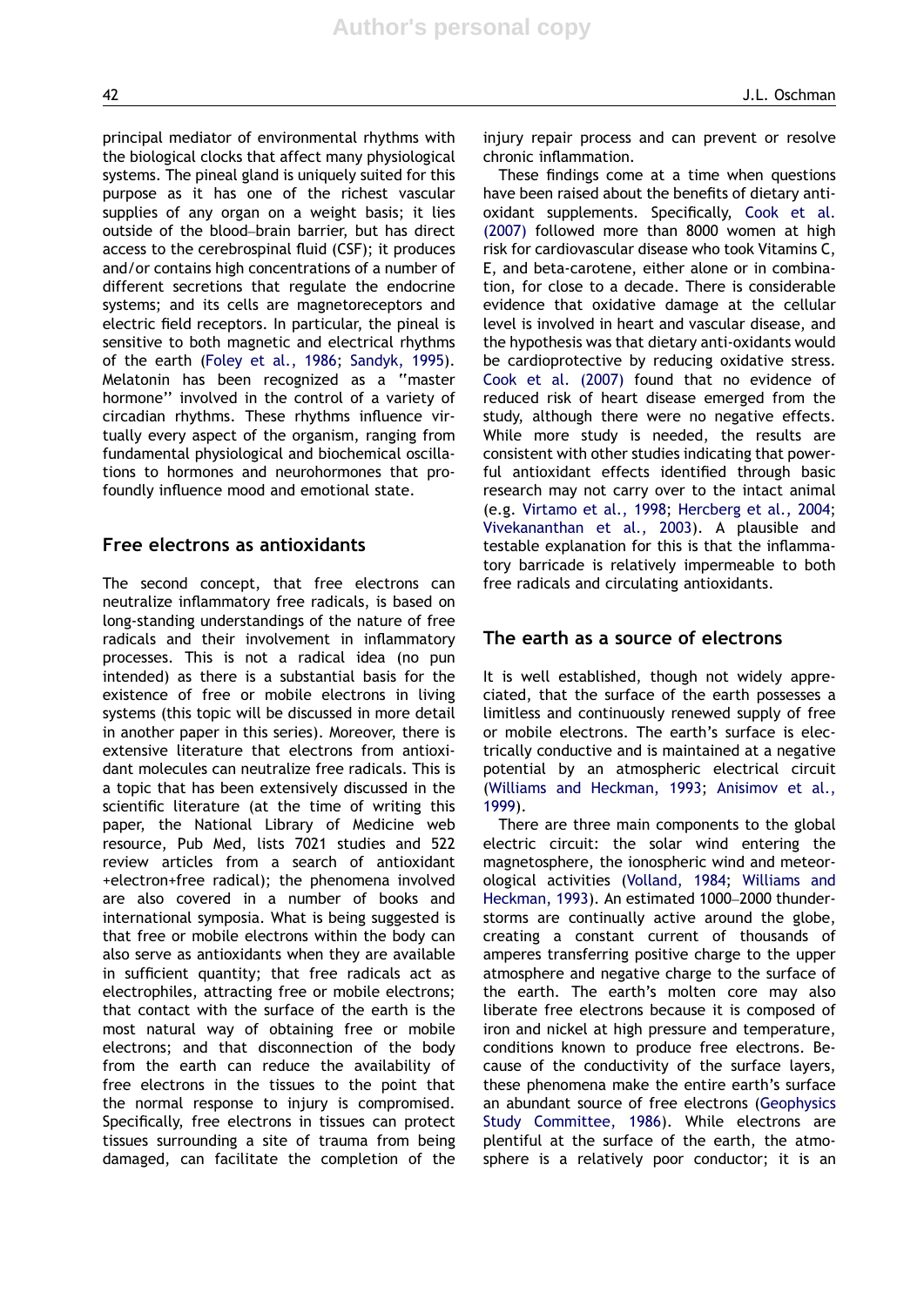principal mediator of environmental rhythms with the biological clocks that affect many physiological systems. The pineal gland is uniquely suited for this purpose as it has one of the richest vascular supplies of any organ on a weight basis; it lies outside of the blood–brain barrier, but has direct access to the cerebrospinal fluid (CSF); it produces and/or contains high concentrations of a number of different secretions that regulate the endocrine systems; and its cells are magnetoreceptors and electric field receptors. In particular, the pineal is sensitive to both magnetic and electrical rhythms of the earth (Foley et al., 1986; Sandyk, 1995). Melatonin has been recognized as a "master hormone" involved in the control of a variety of circadian rhythms. These rhythms influence virtually every aspect of the organism, ranging from fundamental physiological and biochemical oscillations to hormones and neurohormones that profoundly influence mood and emotional state.

## Free electrons as antioxidants

The second concept, that free electrons can neutralize inflammatory free radicals, is based on long-standing understandings of the nature of free radicals and their involvement in inflammatory processes. This is not a radical idea (no pun intended) as there is a substantial basis for the existence of free or mobile electrons in living systems (this topic will be discussed in more detail in another paper in this series). Moreover, there is extensive literature that electrons from antioxidant molecules can neutralize free radicals. This is a topic that has been extensively discussed in the scientific literature (at the time of writing this paper, the National Library of Medicine web resource, Pub Med, lists 7021 studies and 522 review articles from a search of antioxidant +electron+free radical); the phenomena involved are also covered in a number of books and international symposia. What is being suggested is that free or mobile electrons within the body can also serve as antioxidants when they are available in sufficient quantity; that free radicals act as electrophiles, attracting free or mobile electrons; that contact with the surface of the earth is the most natural way of obtaining free or mobile electrons; and that disconnection of the body from the earth can reduce the availability of free electrons in the tissues to the point that the normal response to injury is compromised. Specifically, free electrons in tissues can protect tissues surrounding a site of trauma from being damaged, can facilitate the completion of the injury repair process and can prevent or resolve chronic inflammation.

These findings come at a time when questions have been raised about the benefits of dietary antioxidant supplements. Specifically, Cook et al. (2007) followed more than 8000 women at high risk for cardiovascular disease who took Vitamins C, E, and beta-carotene, either alone or in combination, for close to a decade. There is considerable evidence that oxidative damage at the cellular level is involved in heart and vascular disease, and the hypothesis was that dietary anti-oxidants would be cardioprotective by reducing oxidative stress. Cook et al. (2007) found that no evidence of reduced risk of heart disease emerged from the study, although there were no negative effects. While more study is needed, the results are consistent with other studies indicating that powerful antioxidant effects identified through basic research may not carry over to the intact animal (e.g. Virtamo et al., 1998; Hercberg et al., 2004; Vivekananthan et al., 2003). A plausible and testable explanation for this is that the inflammatory barricade is relatively impermeable to both free radicals and circulating antioxidants.

## The earth as a source of electrons

It is well established, though not widely appreciated, that the surface of the earth possesses a limitless and continuously renewed supply of free or mobile electrons. The earth's surface is electrically conductive and is maintained at a negative potential by an atmospheric electrical circuit (Williams and Heckman, 1993; Anisimov et al., 1999).

There are three main components to the global electric circuit: the solar wind entering the magnetosphere, the ionospheric wind and meteorological activities (Volland, 1984; Williams and Heckman, 1993). An estimated 1000–2000 thunderstorms are continually active around the globe, creating a constant current of thousands of amperes transferring positive charge to the upper atmosphere and negative charge to the surface of the earth. The earth's molten core may also liberate free electrons because it is composed of iron and nickel at high pressure and temperature, conditions known to produce free electrons. Because of the conductivity of the surface layers, these phenomena make the entire earth's surface an abundant source of free electrons (Geophysics Study Committee, 1986). While electrons are plentiful at the surface of the earth, the atmosphere is a relatively poor conductor; it is an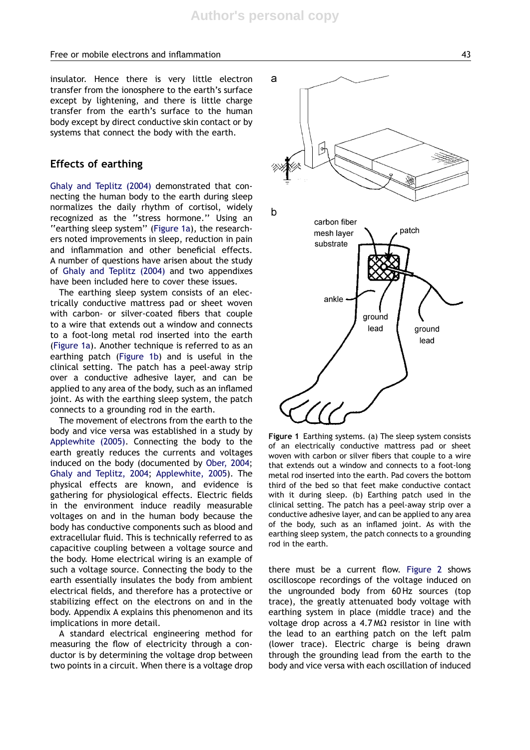insulator. Hence there is very little electron transfer from the ionosphere to the earth's surface except by lightening, and there is little charge transfer from the earth's surface to the human body except by direct conductive skin contact or by systems that connect the body with the earth.

## Effects of earthing

Ghaly and Teplitz (2004) demonstrated that connecting the human body to the earth during sleep normalizes the daily rhythm of cortisol, widely recognized as the "stress hormone." Using an "earthing sleep system" (Figure 1a), the researchers noted improvements in sleep, reduction in pain and inflammation and other beneficial effects. A number of questions have arisen about the study of Ghaly and Teplitz (2004) and two appendixes have been included here to cover these issues.

The earthing sleep system consists of an electrically conductive mattress pad or sheet woven with carbon- or silver-coated fibers that couple to a wire that extends out a window and connects to a foot-long metal rod inserted into the earth (Figure 1a). Another technique is referred to as an earthing patch (Figure 1b) and is useful in the clinical setting. The patch has a peel-away strip over a conductive adhesive layer, and can be applied to any area of the body, such as an inflamed joint. As with the earthing sleep system, the patch connects to a grounding rod in the earth.

The movement of electrons from the earth to the body and vice versa was established in a study by Applewhite (2005). Connecting the body to the earth greatly reduces the currents and voltages induced on the body (documented by Ober, 2004; Ghaly and Teplitz, 2004; Applewhite, 2005). The physical effects are known, and evidence is gathering for physiological effects. Electric fields in the environment induce readily measurable voltages on and in the human body because the body has conductive components such as blood and extracellular fluid. This is technically referred to as capacitive coupling between a voltage source and the body. Home electrical wiring is an example of such a voltage source. Connecting the body to the earth essentially insulates the body from ambient electrical fields, and therefore has a protective or stabilizing effect on the electrons on and in the body. Appendix A explains this phenomenon and its implications in more detail.

A standard electrical engineering method for measuring the flow of electricity through a conductor is by determining the voltage drop between two points in a circuit. When there is a voltage drop there must be a current flow. Figure 2 shows oscilloscope recordings of the voltage induced on the ungrounded body from 60 Hz sources (top trace), the greatly attenuated body voltage with earthing system in place (middle trace) and the voltage drop across a 4.7 MΩ resistor in line with the lead to an earthing patch on the left palm (lower trace). Electric charge is being drawn through the grounding lead from the earth to the body and vice versa with each oscillation of induced

**Figure 1** Earthing systems. (a) The sleep system consists of an electrically conductive mattress pad or sheet woven with carbon or silver fibers that couple to a wire that extends out a window and connects to a foot-long metal rod inserted into the earth. Pad covers the bottom third of the bed so that feet make conductive contact with it during sleep. (b) Earthing patch used in the clinical setting. The patch has a peel-away strip over a conductive adhesive layer, and can be applied to any area of the body, such as an inflamed joint. As with the earthing sleep system, the patch connects to a grounding rod in the earth.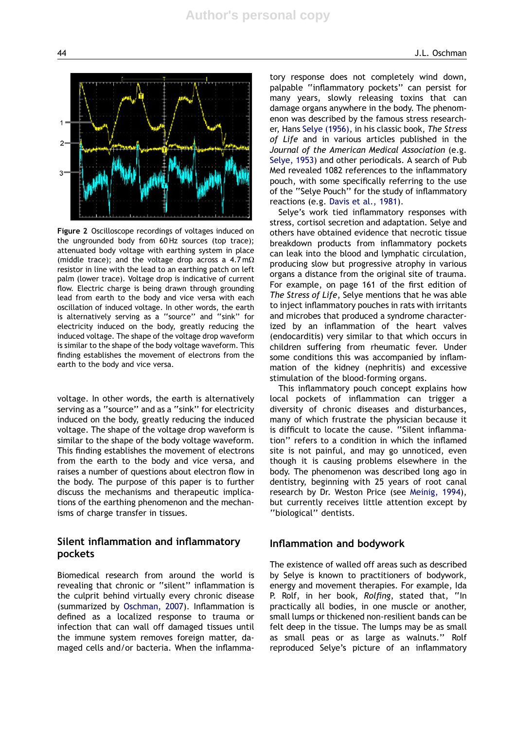1

2

3

Figure 2 Oscilloscope recordings of voltages induced on the ungrounded body from 60 Hz sources (top trace); attenuated body voltage with earthing system in place (middle trace); and the voltage drop across a 4.7 mΩ resistor in line with the lead to an earthing patch on left palm (lower trace). Voltage drop is indicative of current flow. Electric charge is being drawn through grounding lead from earth to the body and vice versa with each oscillation of induced voltage. In other words, the earth is alternatively serving as a ''source'' and ''sink'' for electricity induced on the body, greatly reducing the induced voltage. The shape of the voltage drop waveform is similar to the shape of the body voltage waveform. This finding establishes the movement of electrons from the earth to the body and vice versa.

voltage. In other words, the earth is alternatively serving as a ''source'' and as a ''sink'' for electricity induced on the body, greatly reducing the induced voltage. The shape of the voltage drop waveform is similar to the shape of the body voltage waveform. This finding establishes the movement of electrons from the earth to the body and vice versa, and raises a number of questions about electron flow in the body. The purpose of this paper is to further discuss the mechanisms and therapeutic implications of the earthing phenomenon and the mechanisms of charge transfer in tissues.

## Silent inflammation and inflammatory pockets

Biomedical research from around the world is revealing that chronic or ''silent'' inflammation is the culprit behind virtually every chronic disease (summarized by Oschman, 2007). Inflammation is defined as a localized response to trauma or infection that can wall off damaged tissues until the immune system removes foreign matter, damaged cells and/or bacteria. When the inflammatory response does not completely wind down, palpable ''inflammatory pockets'' can persist for many years, slowly releasing toxins that can damage organs anywhere in the body. The phenomenon was described by the famous stress researcher, Hans Selye (1956), in his classic book, *The Stress of Life* and in various articles published in the *Journal of the American Medical Association* (e.g. Selye, 1953) and other periodicals. A search of Pub Med revealed 1082 references to the inflammatory pouch, with some specifically referring to the use of the ''Selye Pouch'' for the study of inflammatory reactions (e.g. Davis et al., 1981).

Selye's work tied inflammatory responses with stress, cortisol secretion and adaptation. Selye and others have obtained evidence that necrotic tissue breakdown products from inflammatory pockets can leak into the blood and lymphatic circulation, producing slow but progressive atrophy in various organs a distance from the original site of trauma. For example, on page 161 of the first edition of *The Stress of Life*, Selye mentions that he was able to inject inflammatory pouches in rats with irritants and microbes that produced a syndrome characterized by an inflammation of the heart valves (endocarditis) very similar to that which occurs in children suffering from rheumatic fever. Under some conditions this was accompanied by inflammation of the kidney (nephritis) and excessive stimulation of the blood-forming organs.

This inflammatory pouch concept explains how local pockets of inflammation can trigger a diversity of chronic diseases and disturbances, many of which frustrate the physician because it is difficult to locate the cause. ''Silent inflammation'' refers to a condition in which the inflamed site is not painful, and may go unnoticed, even though it is causing problems elsewhere in the body. The phenomenon was described long ago in dentistry, beginning with 25 years of root canal research by Dr. Weston Price (see Meinig, 1994), but currently receives little attention except by ''biological'' dentists.

## Inflammation and bodywork

The existence of walled off areas such as described by Selye is known to practitioners of bodywork, energy and movement therapies. For example, Ida P. Rolf, in her book, *Rolfing*, stated that, ''In practically all bodies, in one muscle or another, small lumps or thickened non-resilient bands can be felt deep in the tissue. The lumps may be as small as small peas or as large as walnuts.'' Rolf reproduced Selye's picture of an inflammatory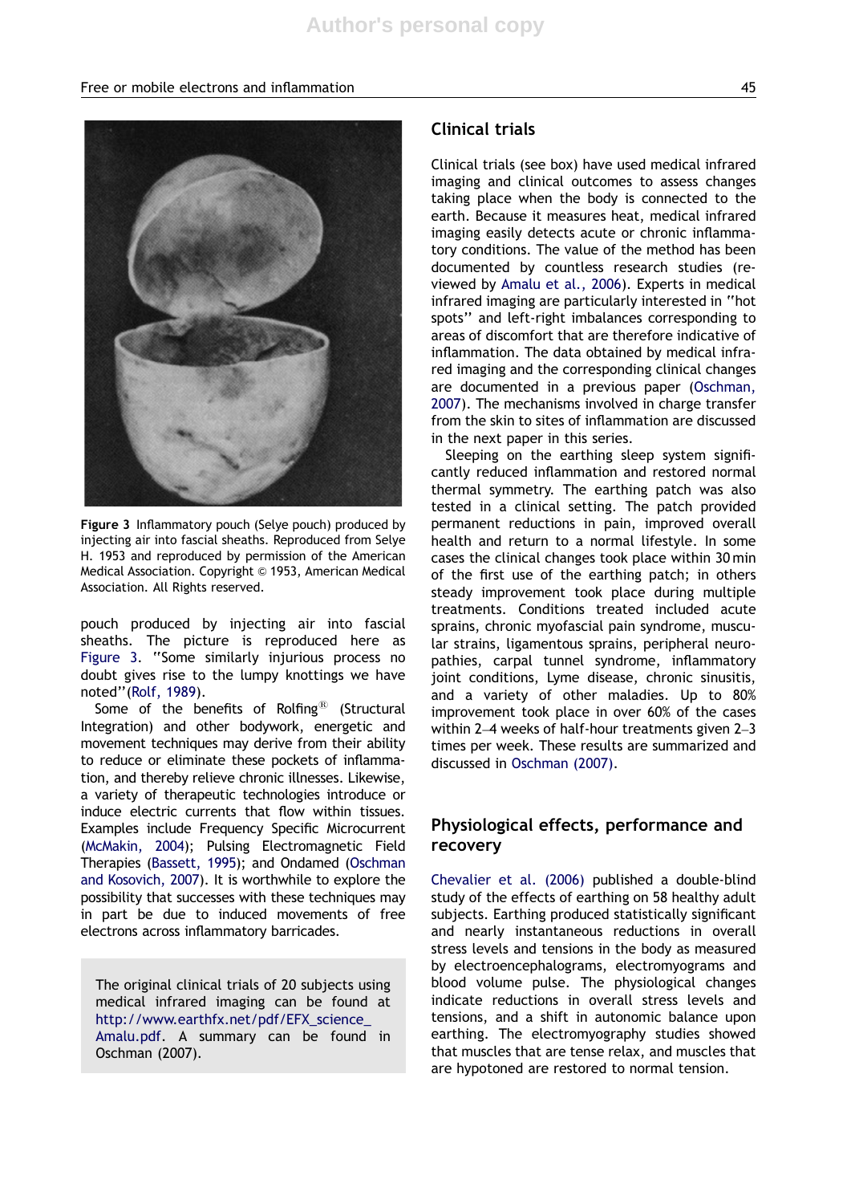Figure 3 Inflammatory pouch (Selye pouch) produced by injecting air into fascial sheaths. Reproduced from Selye H. 1953 and reproduced by permission of the American Medical Association. Copyright © 1953, American Medical Association. All Rights reserved.

pouch produced by injecting air into fascial sheaths. The picture is reproduced here as Figure 3. ''Some similarly injurious process no doubt gives rise to the lumpy knottings we have noted''(Rolf, 1989).

Some of the benefits of Rolfing® (Structural Integration) and other bodywork, energetic and movement techniques may derive from their ability to reduce or eliminate these pockets of inflammation, and thereby relieve chronic illnesses. Likewise, a variety of therapeutic technologies introduce or induce electric currents that flow within tissues. Examples include Frequency Specific Microcurrent (McMakin, 2004); Pulsing Electromagnetic Field Therapies (Bassett, 1995); and Ondamed (Oschman and Kosovich, 2007). It is worthwhile to explore the possibility that successes with these techniques may in part be due to induced movements of free electrons across inflammatory barricades.

> The original clinical trials of 20 subjects using medical infrared imaging can be found at http://www.earthfx.net/pdf/EFX_science_Amalu.pdf. A summary can be found in Oschman (2007).

## Clinical trials

Clinical trials (see box) have used medical infrared imaging and clinical outcomes to assess changes taking place when the body is connected to the earth. Because it measures heat, medical infrared imaging easily detects acute or chronic inflammatory conditions. The value of the method has been documented by countless research studies (reviewed by Amalu et al., 2006). Experts in medical infrared imaging are particularly interested in ''hot spots'' and left-right imbalances corresponding to areas of discomfort that are therefore indicative of inflammation. The data obtained by medical infrared imaging and the corresponding clinical changes are documented in a previous paper (Oschman, 2007). The mechanisms involved in charge transfer from the skin to sites of inflammation are discussed in the next paper in this series.

Sleeping on the earthing sleep system significantly reduced inflammation and restored normal thermal symmetry. The earthing patch was also tested in a clinical setting. The patch provided permanent reductions in pain, improved overall health and return to a normal lifestyle. In some cases the clinical changes took place within 30 min of the first use of the earthing patch; in others steady improvement took place during multiple treatments. Conditions treated included acute sprains, chronic myofascial pain syndrome, muscular strains, ligamentous sprains, peripheral neuropathies, carpal tunnel syndrome, inflammatory joint conditions, Lyme disease, chronic sinusitis, and a variety of other maladies. Up to 80% improvement took place in over 60% of the cases within 2–4 weeks of half-hour treatments given 2–3 times per week. These results are summarized and discussed in Oschman (2007).

## Physiological effects, performance and recovery

Chevalier et al. (2006) published a double-blind study of the effects of earthing on 58 healthy adult subjects. Earthing produced statistically significant and nearly instantaneous reductions in overall stress levels and tensions in the body as measured by electroencephalograms, electromyograms and blood volume pulse. The physiological changes indicate reductions in overall stress levels and tensions, and a shift in autonomic balance upon earthing. The electromyography studies showed that muscles that are tense relax, and muscles that are hypotoned are restored to normal tension.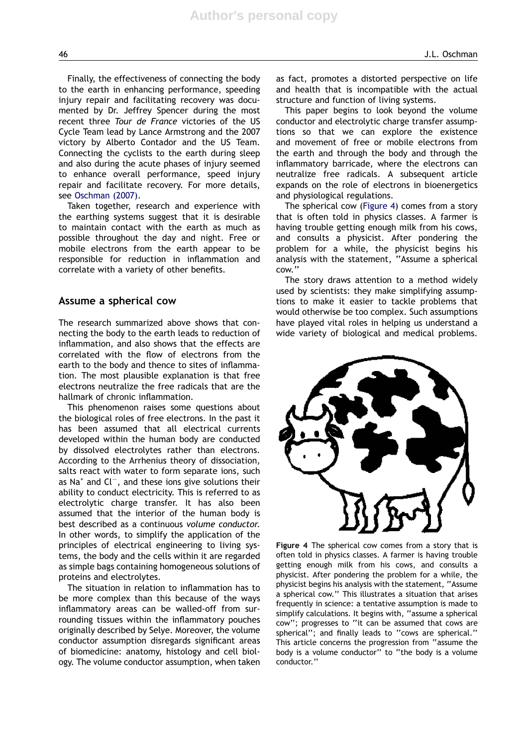Finally, the effectiveness of connecting the body to the earth in enhancing performance, speeding injury repair and facilitating recovery was documented by Dr. Jeffrey Spencer during the most recent three *Tour de France* victories of the US Cycle Team lead by Lance Armstrong and the 2007 victory by Alberto Contador and the US Team. Connecting the cyclists to the earth during sleep and also during the acute phases of injury seemed to enhance overall performance, speed injury repair and facilitate recovery. For more details, see Oschman (2007).

Taken together, research and experience with the earthing systems suggest that it is desirable to maintain contact with the earth as much as possible throughout the day and night. Free or mobile electrons from the earth appear to be responsible for reduction in inflammation and correlate with a variety of other benefits.

## Assume a spherical cow

The research summarized above shows that connecting the body to the earth leads to reduction of inflammation, and also shows that the effects are correlated with the flow of electrons from the earth to the body and thence to sites of inflammation. The most plausible explanation is that free electrons neutralize the free radicals that are the hallmark of chronic inflammation.

This phenomenon raises some questions about the biological roles of free electrons. In the past it has been assumed that all electrical currents developed within the human body are conducted by dissolved electrolytes rather than electrons. According to the Arrhenius theory of dissociation, salts react with water to form separate ions, such as $Na^+$ and $Cl^-$, and these ions give solutions their ability to conduct electricity. This is referred to as electrolytic charge transfer. It has also been assumed that the interior of the human body is best described as a continuous *volume conductor*. In other words, to simplify the application of the principles of electrical engineering to living systems, the body and the cells within it are regarded as simple bags containing homogeneous solutions of proteins and electrolytes.

The situation in relation to inflammation has to be more complex than this because of the ways inflammatory areas can be walled-off from surrounding tissues within the inflammatory pouches originally described by Selye. Moreover, the volume conductor assumption disregards significant areas of biomedicine: anatomy, histology and cell biology. The volume conductor assumption, when taken as fact, promotes a distorted perspective on life and health that is incompatible with the actual structure and function of living systems.

This paper begins to look beyond the volume conductor and electrolytic charge transfer assumptions so that we can explore the existence and movement of free or mobile electrons from the earth and through the body and through the inflammatory barricade, where the electrons can neutralize free radicals. A subsequent article expands on the role of electrons in bioenergetics and physiological regulations.

The spherical cow (Figure 4) comes from a story that is often told in physics classes. A farmer is having trouble getting enough milk from his cows, and consults a physicist. After pondering the problem for a while, the physicist begins his analysis with the statement, "Assume a spherical cow."

The story draws attention to a method widely used by scientists: they make simplifying assumptions to make it easier to tackle problems that would otherwise be too complex. Such assumptions have played vital roles in helping us understand a wide variety of biological and medical problems.

**Figure 4** The spherical cow comes from a story that is often told in physics classes. A farmer is having trouble getting enough milk from his cows, and consults a physicist. After pondering the problem for a while, the physicist begins his analysis with the statement, "Assume a spherical cow." This illustrates a situation that arises frequently in science: a tentative assumption is made to simplify calculations. It begins with, "assume a spherical cow"; progresses to "it can be assumed that cows are spherical"; and finally leads to "cows are spherical." This article concerns the progression from "assume the body is a volume conductor" to "the body is a volume conductor."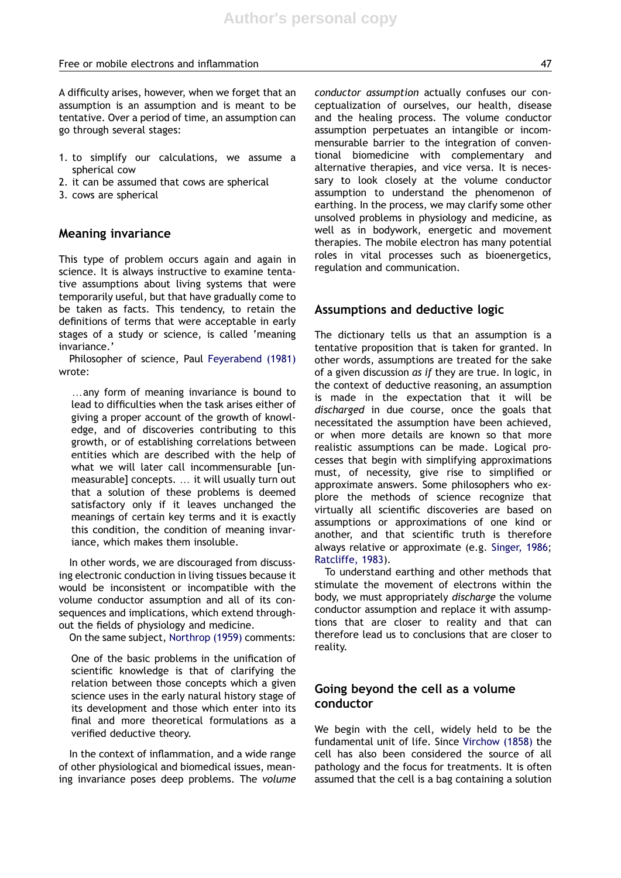A difficulty arises, however, when we forget that an assumption is an assumption and is meant to be tentative. Over a period of time, an assumption can go through several stages:

1. to simplify our calculations, we assume a spherical cow
2. it can be assumed that cows are spherical
3. cows are spherical

## Meaning invariance

This type of problem occurs again and again in science. It is always instructive to examine tentative assumptions about living systems that were temporarily useful, but that have gradually come to be taken as facts. This tendency, to retain the definitions of terms that were acceptable in early stages of a study or science, is called 'meaning invariance.'

Philosopher of science, Paul Feyerabend (1981) wrote:

> ...any form of meaning invariance is bound to lead to difficulties when the task arises either of giving a proper account of the growth of knowledge, and of discoveries contributing to this growth, or of establishing correlations between entities which are described with the help of what we will later call incommensurable [unmeasurable] concepts. ... it will usually turn out that a solution of these problems is deemed satisfactory only if it leaves unchanged the meanings of certain key terms and it is exactly this condition, the condition of meaning invariance, which makes them insoluble.

In other words, we are discouraged from discussing electronic conduction in living tissues because it would be inconsistent or incompatible with the volume conductor assumption and all of its consequences and implications, which extend throughout the fields of physiology and medicine.

On the same subject, Northrop (1959) comments:

> One of the basic problems in the unification of scientific knowledge is that of clarifying the relation between those concepts which a given science uses in the early natural history stage of its development and those which enter into its final and more theoretical formulations as a verified deductive theory.

In the context of inflammation, and a wide range of other physiological and biomedical issues, meaning invariance poses deep problems. The *volume conductor assumption* actually confuses our conceptualization of ourselves, our health, disease and the healing process. The volume conductor assumption perpetuates an intangible or incommensurable barrier to the integration of conventional biomedicine with complementary and alternative therapies, and vice versa. It is necessary to look closely at the volume conductor assumption to understand the phenomenon of earthing. In the process, we may clarify some other unsolved problems in physiology and medicine, as well as in bodywork, energetic and movement therapies. The mobile electron has many potential roles in vital processes such as bioenergetics, regulation and communication.

## Assumptions and deductive logic

The dictionary tells us that an assumption is a tentative proposition that is taken for granted. In other words, assumptions are treated for the sake of a given discussion *as if* they are true. In logic, in the context of deductive reasoning, an assumption is made in the expectation that it will be *discharged* in due course, once the goals that necessitated the assumption have been achieved, or when more details are known so that more realistic assumptions can be made. Logical processes that begin with simplifying approximations must, of necessity, give rise to simplified or approximate answers. Some philosophers who explore the methods of science recognize that virtually all scientific discoveries are based on assumptions or approximations of one kind or another, and that scientific truth is therefore always relative or approximate (e.g. Singer, 1986; Ratcliffe, 1983).

To understand earthing and other methods that stimulate the movement of electrons within the body, we must appropriately *discharge* the volume conductor assumption and replace it with assumptions that are closer to reality and that can therefore lead us to conclusions that are closer to reality.

## Going beyond the cell as a volume conductor

We begin with the cell, widely held to be the fundamental unit of life. Since Virchow (1858) the cell has also been considered the source of all pathology and the focus for treatments. It is often assumed that the cell is a bag containing a solution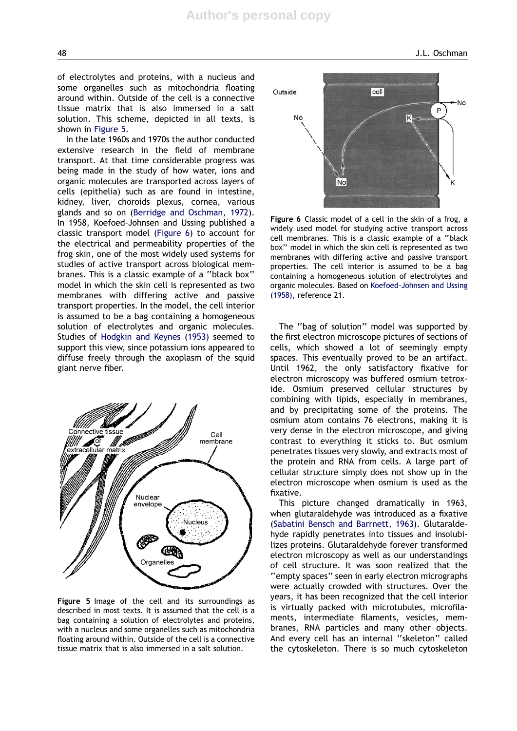of electrolytes and proteins, with a nucleus and some organelles such as mitochondria floating around within. Outside of the cell is a connective tissue matrix that is also immersed in a salt solution. This scheme, depicted in all texts, is shown in Figure 5.

In the late 1960s and 1970s the author conducted extensive research in the field of membrane transport. At that time considerable progress was being made in the study of how water, ions and organic molecules are transported across layers of cells (epithelia) such as are found in intestine, kidney, liver, choroids plexus, cornea, various glands and so on (Berridge and Oschman, 1972). In 1958, Koefoed-Johnsen and Ussing published a classic transport model (Figure 6) to account for the electrical and permeability properties of the frog skin, one of the most widely used systems for studies of active transport across biological membranes. This is a classic example of a "black box" model in which the skin cell is represented as two membranes with differing active and passive transport properties. In the model, the cell interior is assumed to be a bag containing a homogeneous solution of electrolytes and organic molecules. Studies of Hodgkin and Keynes (1953) seemed to support this view, since potassium ions appeared to diffuse freely through the axoplasm of the squid giant nerve fiber.

**Figure 5** Image of the cell and its surroundings as described in most texts. It is assumed that the cell is a bag containing a solution of electrolytes and proteins, with a nucleus and some organelles such as mitochondria floating around within. Outside of the cell is a connective tissue matrix that is also immersed in a salt solution.

**Figure 6** Classic model of a cell in the skin of a frog, a widely used model for studying active transport across cell membranes. This is a classic example of a "black box" model in which the skin cell is represented as two membranes with differing active and passive transport properties. The cell interior is assumed to be a bag containing a homogeneous solution of electrolytes and organic molecules. Based on Koefoed-Johnsen and Ussing (1958), reference 21.

The "bag of solution" model was supported by the first electron microscope pictures of sections of cells, which showed a lot of seemingly empty spaces. This eventually proved to be an artifact. Until 1962, the only satisfactory fixative for electron microscopy was buffered osmium tetroxide. Osmium preserved cellular structures by combining with lipids, especially in membranes, and by precipitating some of the proteins. The osmium atom contains 76 electrons, making it is very dense in the electron microscope, and giving contrast to everything it sticks to. But osmium penetrates tissues very slowly, and extracts most of the protein and RNA from cells. A large part of cellular structure simply does not show up in the electron microscope when osmium is used as the fixative.

This picture changed dramatically in 1963, when glutaraldehyde was introduced as a fixative (Sabatini Bensch and Barrnett, 1963). Glutaraldehyde rapidly penetrates into tissues and insolubilizes proteins. Glutaraldehyde forever transformed electron microscopy as well as our understandings of cell structure. It was soon realized that the "empty spaces" seen in early electron micrographs were actually crowded with structures. Over the years, it has been recognized that the cell interior is virtually packed with microtubules, microfilaments, intermediate filaments, vesicles, membranes, RNA particles and many other objects. And every cell has an internal "skeleton" called the cytoskeleton. There is so much cytoskeleton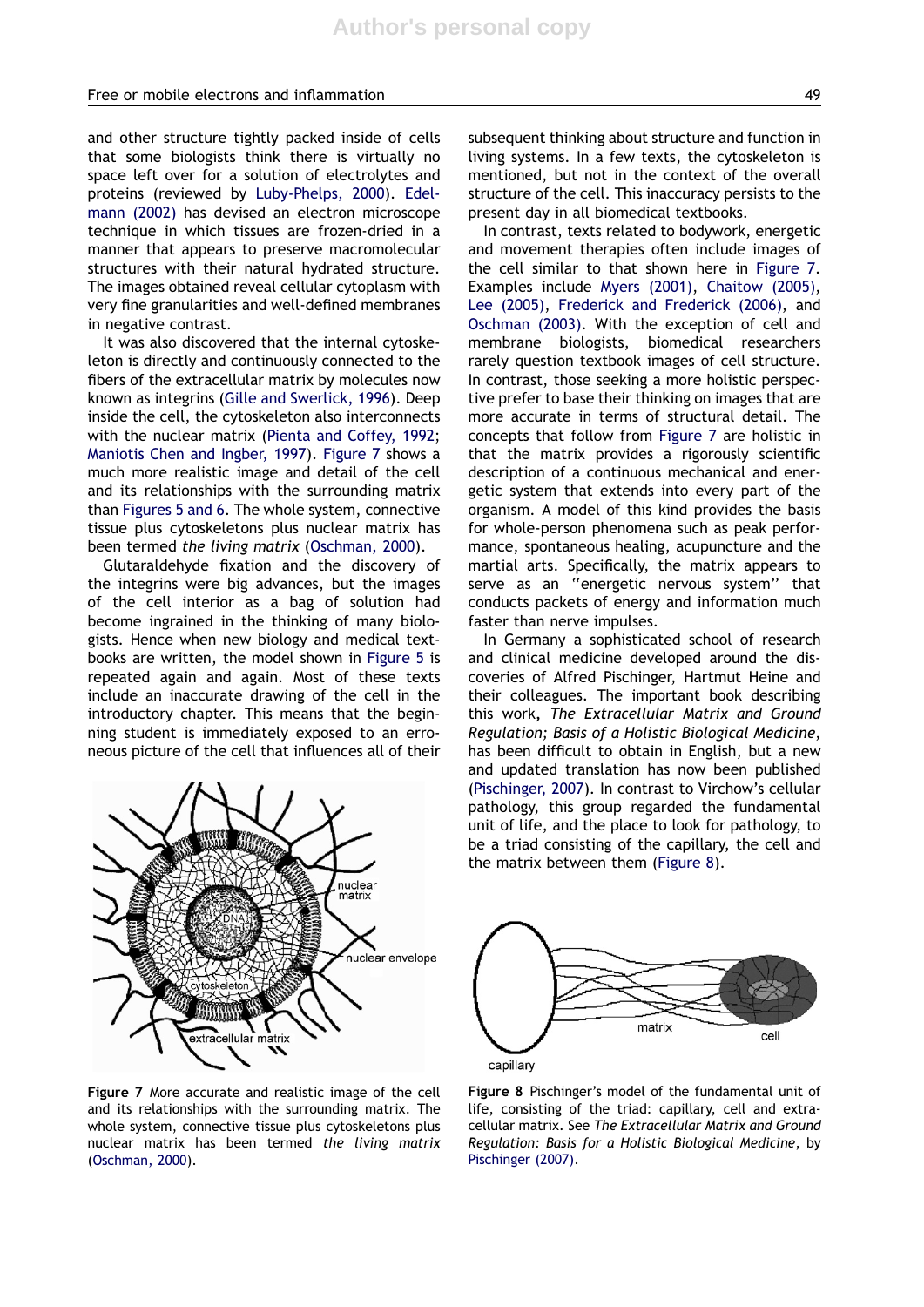and other structure tightly packed inside of cells that some biologists think there is virtually no space left over for a solution of electrolytes and proteins (reviewed by Luby-Phelps, 2000). Edelmann (2002) has devised an electron microscope technique in which tissues are frozen-dried in a manner that appears to preserve macromolecular structures with their natural hydrated structure. The images obtained reveal cellular cytoplasm with very fine granularities and well-defined membranes in negative contrast.

It was also discovered that the internal cytoskeleton is directly and continuously connected to the fibers of the extracellular matrix by molecules now known as integrins (Gille and Swerlick, 1996). Deep inside the cell, the cytoskeleton also interconnects with the nuclear matrix (Pienta and Coffey, 1992; Maniotis Chen and Ingber, 1997). Figure 7 shows a much more realistic image and detail of the cell and its relationships with the surrounding matrix than Figures 5 and 6. The whole system, connective tissue plus cytoskeletons plus nuclear matrix has been termed *the living matrix* (Oschman, 2000).

Glutaraldehyde fixation and the discovery of the integrins were big advances, but the images of the cell interior as a bag of solution had become ingrained in the thinking of many biologists. Hence when new biology and medical textbooks are written, the model shown in Figure 5 is repeated again and again. Most of these texts include an inaccurate drawing of the cell in the introductory chapter. This means that the beginning student is immediately exposed to an erroneous picture of the cell that influences all of their subsequent thinking about structure and function in living systems. In a few texts, the cytoskeleton is mentioned, but not in the context of the overall structure of the cell. This inaccuracy persists to the present day in all biomedical textbooks.

**Figure 7** More accurate and realistic image of the cell and its relationships with the surrounding matrix. The whole system, connective tissue plus cytoskeletons plus nuclear matrix has been termed *the living matrix* (Oschman, 2000).

In contrast, texts related to bodywork, energetic and movement therapies often include images of the cell similar to that shown here in Figure 7. Examples include Myers (2001), Chaitow (2005), Lee (2005), Frederick and Frederick (2006), and Oschman (2003). With the exception of cell and membrane biologists, biomedical researchers rarely question textbook images of cell structure. In contrast, those seeking a more holistic perspective prefer to base their thinking on images that are more accurate in terms of structural detail. The concepts that follow from Figure 7 are holistic in that the matrix provides a rigorously scientific description of a continuous mechanical and energetic system that extends into every part of the organism. A model of this kind provides the basis for whole-person phenomena such as peak performance, spontaneous healing, acupuncture and the martial arts. Specifically, the matrix appears to serve as an "energetic nervous system" that conducts packets of energy and information much faster than nerve impulses.

In Germany a sophisticated school of research and clinical medicine developed around the discoveries of Alfred Pischinger, Hartmut Heine and their colleagues. The important book describing this work, *The Extracellular Matrix and Ground Regulation; Basis of a Holistic Biological Medicine*, has been difficult to obtain in English, but a new and updated translation has now been published (Pischinger, 2007). In contrast to Virchow's cellular pathology, this group regarded the fundamental unit of life, and the place to look for pathology, to be a triad consisting of the capillary, the cell and the matrix between them (Figure 8).

**Figure 8** Pischinger's model of the fundamental unit of life, consisting of the triad: capillary, cell and extracellular matrix. See *The Extracellular Matrix and Ground Regulation: Basis for a Holistic Biological Medicine*, by Pischinger (2007).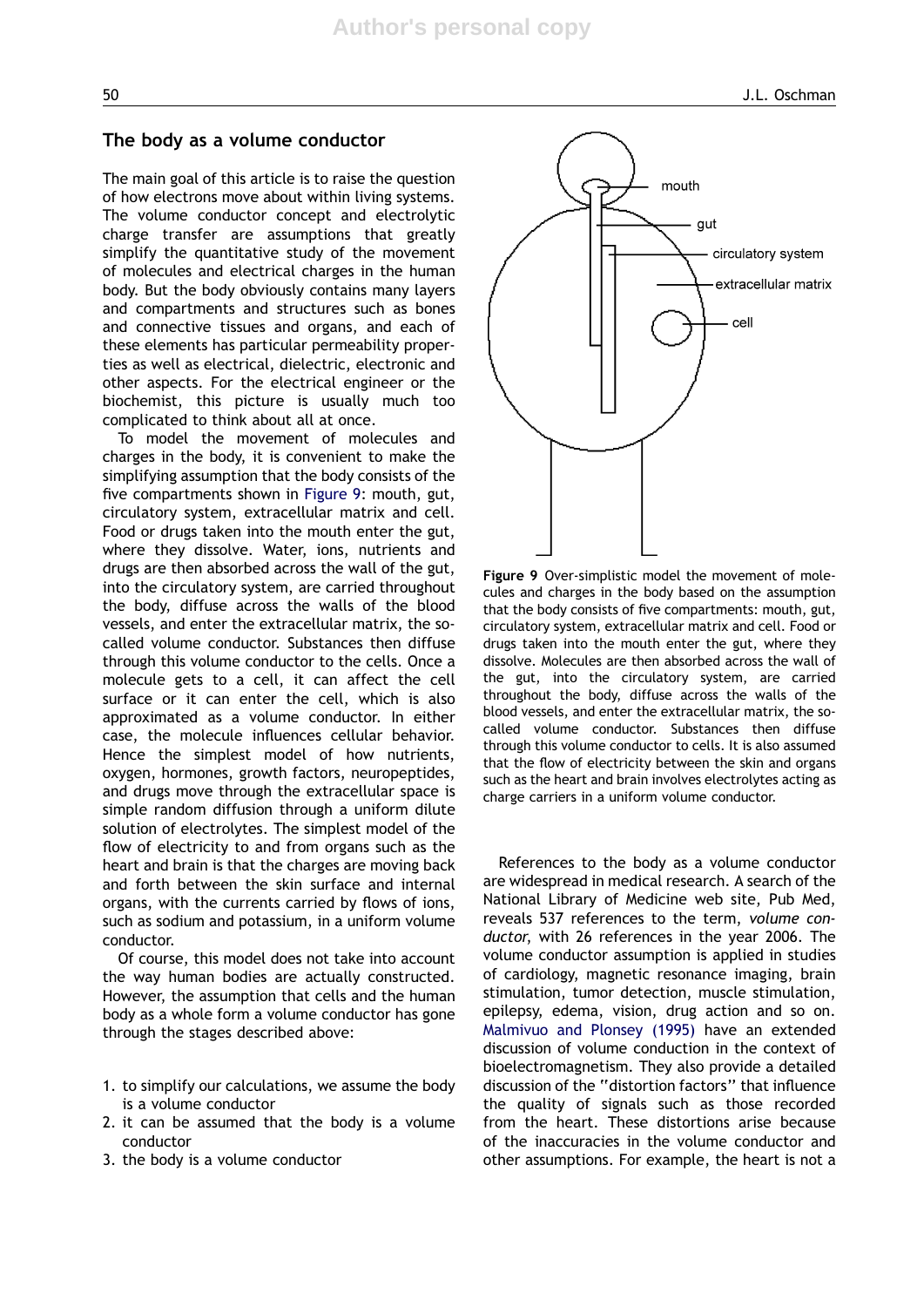## The body as a volume conductor

The main goal of this article is to raise the question of how electrons move about within living systems. The volume conductor concept and electrolytic charge transfer are assumptions that greatly simplify the quantitative study of the movement of molecules and electrical charges in the human body. But the body obviously contains many layers and compartments and structures such as bones and connective tissues and organs, and each of these elements has particular permeability properties as well as electrical, dielectric, electronic and other aspects. For the electrical engineer or the biochemist, this picture is usually much too complicated to think about all at once.

To model the movement of molecules and charges in the body, it is convenient to make the simplifying assumption that the body consists of the five compartments shown in Figure 9: mouth, gut, circulatory system, extracellular matrix and cell. Food or drugs taken into the mouth enter the gut, where they dissolve. Water, ions, nutrients and drugs are then absorbed across the wall of the gut, into the circulatory system, are carried throughout the body, diffuse across the walls of the blood vessels, and enter the extracellular matrix, the so-called volume conductor. Substances then diffuse through this volume conductor to the cells. Once a molecule gets to a cell, it can affect the cell surface or it can enter the cell, which is also approximated as a volume conductor. In either case, the molecule influences cellular behavior. Hence the simplest model of how nutrients, oxygen, hormones, growth factors, neuropeptides, and drugs move through the extracellular space is simple random diffusion through a uniform dilute solution of electrolytes. The simplest model of the flow of electricity to and from organs such as the heart and brain is that the charges are moving back and forth between the skin surface and internal organs, with the currents carried by flows of ions, such as sodium and potassium, in a uniform volume conductor.

Of course, this model does not take into account the way human bodies are actually constructed. However, the assumption that cells and the human body as a whole form a volume conductor has gone through the stages described above:

1. to simplify our calculations, we assume the body is a volume conductor
2. it can be assumed that the body is a volume conductor
3. the body is a volume conductor

mouth

gut

circulatory system

extracellular matrix

cell

**Figure 9** Over-simplistic model the movement of molecules and charges in the body based on the assumption that the body consists of five compartments: mouth, gut, circulatory system, extracellular matrix and cell. Food or drugs taken into the mouth enter the gut, where they dissolve. Molecules are then absorbed across the wall of the gut, into the circulatory system, are carried throughout the body, diffuse across the walls of the blood vessels, and enter the extracellular matrix, the so-called volume conductor. Substances then diffuse through this volume conductor to cells. It is also assumed that the flow of electricity between the skin and organs such as the heart and brain involves electrolytes acting as charge carriers in a uniform volume conductor.

References to the body as a volume conductor are widespread in medical research. A search of the National Library of Medicine web site, Pub Med, reveals 537 references to the term, *volume conductor*, with 26 references in the year 2006. The volume conductor assumption is applied in studies of cardiology, magnetic resonance imaging, brain stimulation, tumor detection, muscle stimulation, epilepsy, edema, vision, drug action and so on. Malmivuo and Plonsey (1995) have an extended discussion of volume conduction in the context of bioelectromagnetism. They also provide a detailed discussion of the ''distortion factors'' that influence the quality of signals such as those recorded from the heart. These distortions arise because of the inaccuracies in the volume conductor and other assumptions. For example, the heart is not a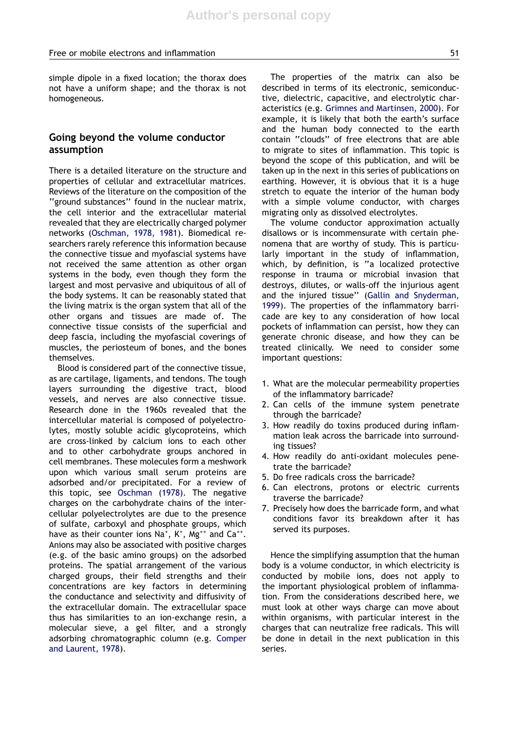simple dipole in a fixed location; the thorax does not have a uniform shape; and the thorax is not homogeneous.

## Going beyond the volume conductor assumption

There is a detailed literature on the structure and properties of cellular and extracellular matrices. Reviews of the literature on the composition of the ''ground substances'' found in the nuclear matrix, the cell interior and the extracellular material revealed that they are electrically charged polymer networks (Oschman, 1978, 1981). Biomedical researchers rarely reference this information because the connective tissue and myofascial systems have not received the same attention as other organ systems in the body, even though they form the largest and most pervasive and ubiquitous of all of the body systems. It can be reasonably stated that the living matrix is the organ system that all of the other organs and tissues are made of. The connective tissue consists of the superficial and deep fascia, including the myofascial coverings of muscles, the periosteum of bones, and the bones themselves.

Blood is considered part of the connective tissue, as are cartilage, ligaments, and tendons. The tough layers surrounding the digestive tract, blood vessels, and nerves are also connective tissue. Research done in the 1960s revealed that the intercellular material is composed of polyelectrolytes, mostly soluble acidic glycoproteins, which are cross-linked by calcium ions to each other and to other carbohydrate groups anchored in cell membranes. These molecules form a meshwork upon which various small serum proteins are adsorbed and/or precipitated. For a review of this topic, see Oschman (1978). The negative charges on the carbohydrate chains of the intercellular polyelectrolytes are due to the presence of sulfate, carboxyl and phosphate groups, which have as their counter ions $Na^+$, $K^+$, $Mg^{++}$ and $Ca^{++}$. Anions may also be associated with positive charges (e.g. of the basic amino groups) on the adsorbed proteins. The spatial arrangement of the various charged groups, their field strengths and their concentrations are key factors in determining the conductance and selectivity and diffusivity of the extracellular domain. The extracellular space thus has similarities to an ion-exchange resin, a molecular sieve, a gel filter, and a strongly adsorbing chromatographic column (e.g. Comper and Laurent, 1978).

The properties of the matrix can also be described in terms of its electronic, semiconductive, dielectric, capacitive, and electrolytic characteristics (e.g. Grimnes and Martinsen, 2000). For example, it is likely that both the earth's surface and the human body connected to the earth contain ''clouds'' of free electrons that are able to migrate to sites of inflammation. This topic is beyond the scope of this publication, and will be taken up in the next in this series of publications on earthing. However, it is obvious that it is a huge stretch to equate the interior of the human body with a simple volume conductor, with charges migrating only as dissolved electrolytes.

The volume conductor approximation actually disallows or is incommensurate with certain phenomena that are worthy of study. This is particularly important in the study of inflammation, which, by definition, is ''a localized protective response in trauma or microbial invasion that destroys, dilutes, or walls-off the injurious agent and the injured tissue'' (Gallin and Snyderman, 1999). The properties of the inflammatory barricade are key to any consideration of how local pockets of inflammation can persist, how they can generate chronic disease, and how they can be treated clinically. We need to consider some important questions:

1. What are the molecular permeability properties of the inflammatory barricade?
2. Can cells of the immune system penetrate through the barricade?
3. How readily do toxins produced during inflammation leak across the barricade into surrounding tissues?
4. How readily do anti-oxidant molecules penetrate the barricade?
5. Do free radicals cross the barricade?
6. Can electrons, protons or electric currents traverse the barricade?
7. Precisely how does the barricade form, and what conditions favor its breakdown after it has served its purposes.

Hence the simplifying assumption that the human body is a volume conductor, in which electricity is conducted by mobile ions, does not apply to the important physiological problem of inflammation. From the considerations described here, we must look at other ways charge can move about within organisms, with particular interest in the charges that can neutralize free radicals. This will be done in detail in the next publication in this series.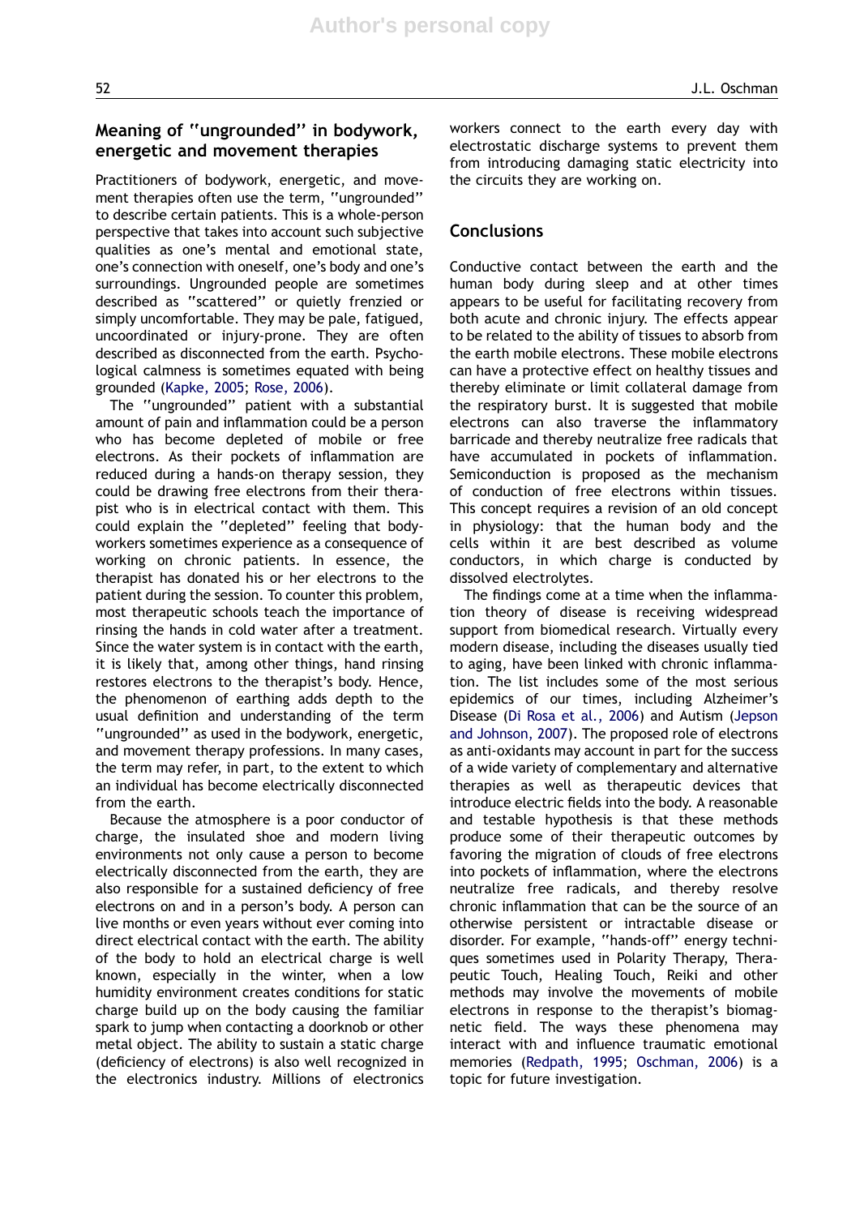## Meaning of "ungrounded" in bodywork, energetic and movement therapies

Practitioners of bodywork, energetic, and movement therapies often use the term, "ungrounded" to describe certain patients. This is a whole-person perspective that takes into account such subjective qualities as one's mental and emotional state, one's connection with oneself, one's body and one's surroundings. Ungrounded people are sometimes described as "scattered" or quietly frenzied or simply uncomfortable. They may be pale, fatigued, uncoordinated or injury-prone. They are often described as disconnected from the earth. Psychological calmness is sometimes equated with being grounded (Kapke, 2005; Rose, 2006).

The "ungrounded" patient with a substantial amount of pain and inflammation could be a person who has become depleted of mobile or free electrons. As their pockets of inflammation are reduced during a hands-on therapy session, they could be drawing free electrons from their therapist who is in electrical contact with them. This could explain the "depleted" feeling that bodyworkers sometimes experience as a consequence of working on chronic patients. In essence, the therapist has donated his or her electrons to the patient during the session. To counter this problem, most therapeutic schools teach the importance of rinsing the hands in cold water after a treatment. Since the water system is in contact with the earth, it is likely that, among other things, hand rinsing restores electrons to the therapist's body. Hence, the phenomenon of earthing adds depth to the usual definition and understanding of the term "ungrounded" as used in the bodywork, energetic, and movement therapy professions. In many cases, the term may refer, in part, to the extent to which an individual has become electrically disconnected from the earth.

Because the atmosphere is a poor conductor of charge, the insulated shoe and modern living environments not only cause a person to become electrically disconnected from the earth, they are also responsible for a sustained deficiency of free electrons on and in a person's body. A person can live months or even years without ever coming into direct electrical contact with the earth. The ability of the body to hold an electrical charge is well known, especially in the winter, when a low humidity environment creates conditions for static charge build up on the body causing the familiar spark to jump when contacting a doorknob or other metal object. The ability to sustain a static charge (deficiency of electrons) is also well recognized in the electronics industry. Millions of electronics workers connect to the earth every day with electrostatic discharge systems to prevent them from introducing damaging static electricity into the circuits they are working on.

## Conclusions

Conductive contact between the earth and the human body during sleep and at other times appears to be useful for facilitating recovery from both acute and chronic injury. The effects appear to be related to the ability of tissues to absorb from the earth mobile electrons. These mobile electrons can have a protective effect on healthy tissues and thereby eliminate or limit collateral damage from the respiratory burst. It is suggested that mobile electrons can also traverse the inflammatory barricade and thereby neutralize free radicals that have accumulated in pockets of inflammation. Semiconduction is proposed as the mechanism of conduction of free electrons within tissues. This concept requires a revision of an old concept in physiology: that the human body and the cells within it are best described as volume conductors, in which charge is conducted by dissolved electrolytes.

The findings come at a time when the inflammation theory of disease is receiving widespread support from biomedical research. Virtually every modern disease, including the diseases usually tied to aging, have been linked with chronic inflammation. The list includes some of the most serious epidemics of our times, including Alzheimer's Disease (Di Rosa et al., 2006) and Autism (Jepson and Johnson, 2007). The proposed role of electrons as anti-oxidants may account in part for the success of a wide variety of complementary and alternative therapies as well as therapeutic devices that introduce electric fields into the body. A reasonable and testable hypothesis is that these methods produce some of their therapeutic outcomes by favoring the migration of clouds of free electrons into pockets of inflammation, where the electrons neutralize free radicals, and thereby resolve chronic inflammation that can be the source of an otherwise persistent or intractable disease or disorder. For example, "hands-off" energy techniques sometimes used in Polarity Therapy, Therapeutic Touch, Healing Touch, Reiki and other methods may involve the movements of mobile electrons in response to the therapist's biomagnetic field. The ways these phenomena may interact with and influence traumatic emotional memories (Redpath, 1995; Oschman, 2006) is a topic for future investigation.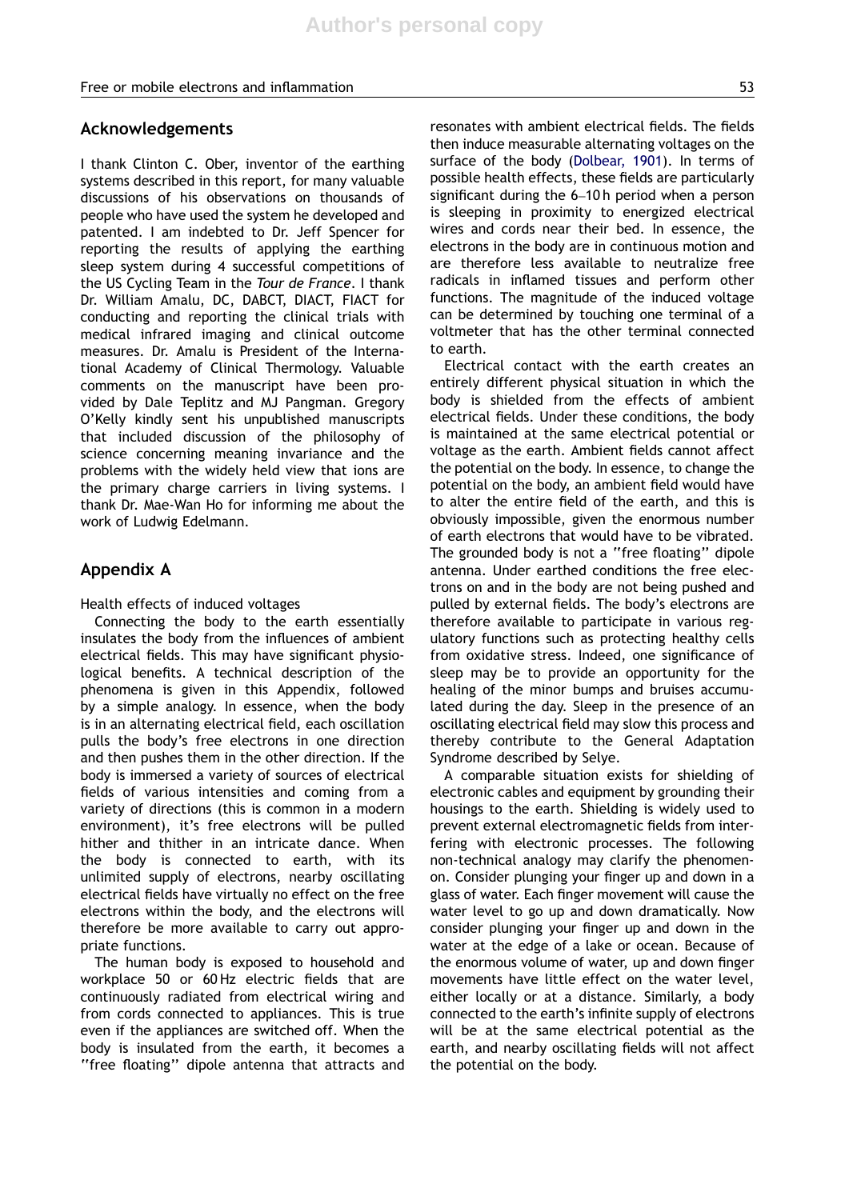## Acknowledgements

I thank Clinton C. Ober, inventor of the earthing systems described in this report, for many valuable discussions of his observations on thousands of people who have used the system he developed and patented. I am indebted to Dr. Jeff Spencer for reporting the results of applying the earthing sleep system during 4 successful competitions of the US Cycling Team in the *Tour de France*. I thank Dr. William Amalu, DC, DABCT, DIACT, FIACT for conducting and reporting the clinical trials with medical infrared imaging and clinical outcome measures. Dr. Amalu is President of the International Academy of Clinical Thermology. Valuable comments on the manuscript have been provided by Dale Teplitz and MJ Pangman. Gregory O'Kelly kindly sent his unpublished manuscripts that included discussion of the philosophy of science concerning meaning invariance and the problems with the widely held view that ions are the primary charge carriers in living systems. I thank Dr. Mae-Wan Ho for informing me about the work of Ludwig Edelmann.

## Appendix A

Health effects of induced voltages

Connecting the body to the earth essentially insulates the body from the influences of ambient electrical fields. This may have significant physiological benefits. A technical description of the phenomena is given in this Appendix, followed by a simple analogy. In essence, when the body is in an alternating electrical field, each oscillation pulls the body's free electrons in one direction and then pushes them in the other direction. If the body is immersed a variety of sources of electrical fields of various intensities and coming from a variety of directions (this is common in a modern environment), it's free electrons will be pulled hither and thither in an intricate dance. When the body is connected to earth, with its unlimited supply of electrons, nearby oscillating electrical fields have virtually no effect on the free electrons within the body, and the electrons will therefore be more available to carry out appropriate functions.

The human body is exposed to household and workplace 50 or 60 Hz electric fields that are continuously radiated from electrical wiring and from cords connected to appliances. This is true even if the appliances are switched off. When the body is insulated from the earth, it becomes a ''free floating'' dipole antenna that attracts and resonates with ambient electrical fields. The fields then induce measurable alternating voltages on the surface of the body (Dolbear, 1901). In terms of possible health effects, these fields are particularly significant during the 6–10 h period when a person is sleeping in proximity to energized electrical wires and cords near their bed. In essence, the electrons in the body are in continuous motion and are therefore less available to neutralize free radicals in inflamed tissues and perform other functions. The magnitude of the induced voltage can be determined by touching one terminal of a voltmeter that has the other terminal connected to earth.

Electrical contact with the earth creates an entirely different physical situation in which the body is shielded from the effects of ambient electrical fields. Under these conditions, the body is maintained at the same electrical potential or voltage as the earth. Ambient fields cannot affect the potential on the body. In essence, to change the potential on the body, an ambient field would have to alter the entire field of the earth, and this is obviously impossible, given the enormous number of earth electrons that would have to be vibrated. The grounded body is not a ''free floating'' dipole antenna. Under earthed conditions the free electrons on and in the body are not being pushed and pulled by external fields. The body's electrons are therefore available to participate in various regulatory functions such as protecting healthy cells from oxidative stress. Indeed, one significance of sleep may be to provide an opportunity for the healing of the minor bumps and bruises accumulated during the day. Sleep in the presence of an oscillating electrical field may slow this process and thereby contribute to the General Adaptation Syndrome described by Selye.

A comparable situation exists for shielding of electronic cables and equipment by grounding their housings to the earth. Shielding is widely used to prevent external electromagnetic fields from interfering with electronic processes. The following non-technical analogy may clarify the phenomenon. Consider plunging your finger up and down in a glass of water. Each finger movement will cause the water level to go up and down dramatically. Now consider plunging your finger up and down in the water at the edge of a lake or ocean. Because of the enormous volume of water, up and down finger movements have little effect on the water level, either locally or at a distance. Similarly, a body connected to the earth's infinite supply of electrons will be at the same electrical potential as the earth, and nearby oscillating fields will not affect the potential on the body.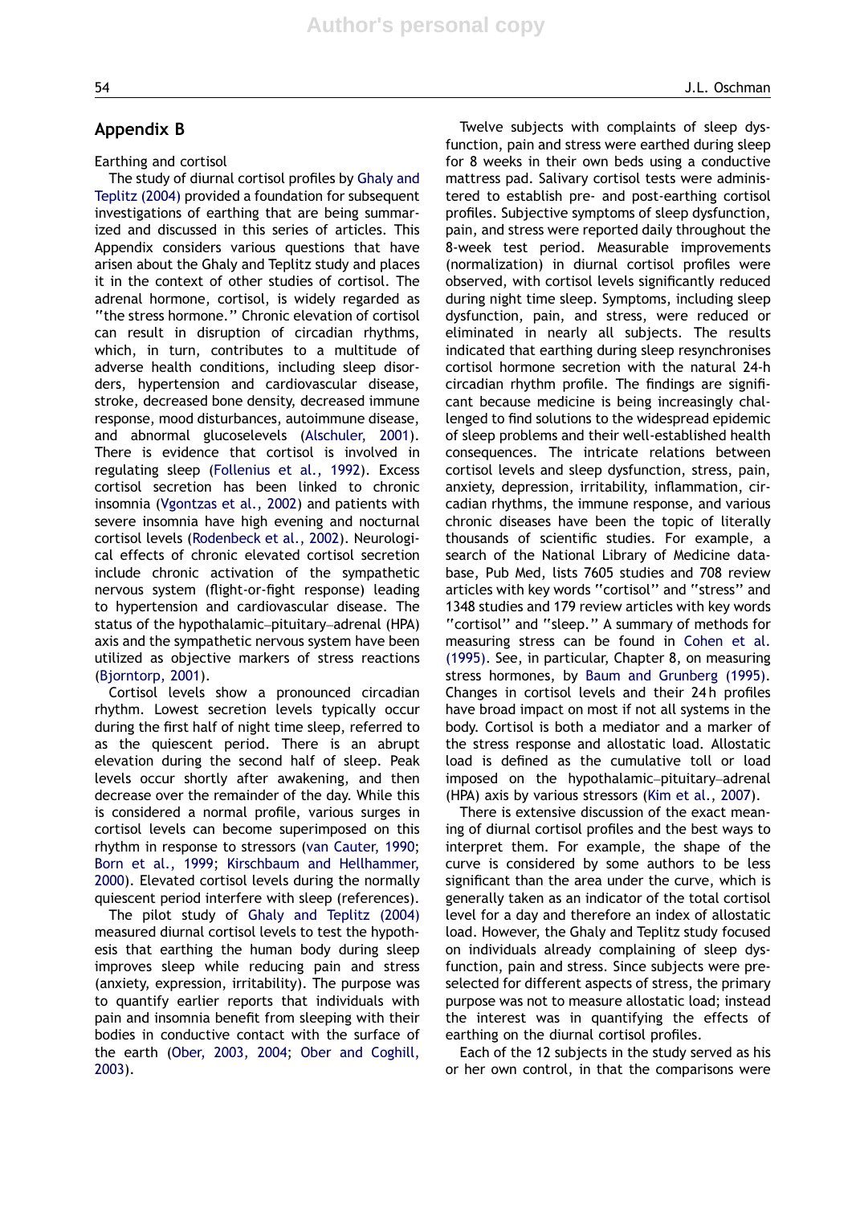## Appendix B

Earthing and cortisol

The study of diurnal cortisol profiles by Ghaly and Teplitz (2004) provided a foundation for subsequent investigations of earthing that are being summarized and discussed in this series of articles. This Appendix considers various questions that have arisen about the Ghaly and Teplitz study and places it in the context of other studies of cortisol. The adrenal hormone, cortisol, is widely regarded as "the stress hormone." Chronic elevation of cortisol can result in disruption of circadian rhythms, which, in turn, contributes to a multitude of adverse health conditions, including sleep disorders, hypertension and cardiovascular disease, stroke, decreased bone density, decreased immune response, mood disturbances, autoimmune disease, and abnormal glucoselevels (Alschuler, 2001). There is evidence that cortisol is involved in regulating sleep (Follenius et al., 1992). Excess cortisol secretion has been linked to chronic insomnia (Vgontzas et al., 2002) and patients with severe insomnia have high evening and nocturnal cortisol levels (Rodenbeck et al., 2002). Neurological effects of chronic elevated cortisol secretion include chronic activation of the sympathetic nervous system (flight-or-fight response) leading to hypertension and cardiovascular disease. The status of the hypothalamic–pituitary–adrenal (HPA) axis and the sympathetic nervous system have been utilized as objective markers of stress reactions (Bjorntorp, 2001).

Cortisol levels show a pronounced circadian rhythm. Lowest secretion levels typically occur during the first half of night time sleep, referred to as the quiescent period. There is an abrupt elevation during the second half of sleep. Peak levels occur shortly after awakening, and then decrease over the remainder of the day. While this is considered a normal profile, various surges in cortisol levels can become superimposed on this rhythm in response to stressors (van Cauter, 1990; Born et al., 1999; Kirschbaum and Hellhammer, 2000). Elevated cortisol levels during the normally quiescent period interfere with sleep (references).

The pilot study of Ghaly and Teplitz (2004) measured diurnal cortisol levels to test the hypothesis that earthing the human body during sleep improves sleep while reducing pain and stress (anxiety, expression, irritability). The purpose was to quantify earlier reports that individuals with pain and insomnia benefit from sleeping with their bodies in conductive contact with the surface of the earth (Ober, 2003, 2004; Ober and Coghill, 2003).

Twelve subjects with complaints of sleep dysfunction, pain and stress were earthed during sleep for 8 weeks in their own beds using a conductive mattress pad. Salivary cortisol tests were administered to establish pre- and post-earthing cortisol profiles. Subjective symptoms of sleep dysfunction, pain, and stress were reported daily throughout the 8-week test period. Measurable improvements (normalization) in diurnal cortisol profiles were observed, with cortisol levels significantly reduced during night time sleep. Symptoms, including sleep dysfunction, pain, and stress, were reduced or eliminated in nearly all subjects. The results indicated that earthing during sleep resynchronises cortisol hormone secretion with the natural 24-h circadian rhythm profile. The findings are significant because medicine is being increasingly challenged to find solutions to the widespread epidemic of sleep problems and their well-established health consequences. The intricate relations between cortisol levels and sleep dysfunction, stress, pain, anxiety, depression, irritability, inflammation, circadian rhythms, the immune response, and various chronic diseases have been the topic of literally thousands of scientific studies. For example, a search of the National Library of Medicine database, Pub Med, lists 7605 studies and 708 review articles with key words "cortisol" and "stress" and 1348 studies and 179 review articles with key words "cortisol" and "sleep." A summary of methods for measuring stress can be found in Cohen et al. (1995). See, in particular, Chapter 8, on measuring stress hormones, by Baum and Grunberg (1995). Changes in cortisol levels and their 24 h profiles have broad impact on most if not all systems in the body. Cortisol is both a mediator and a marker of the stress response and allostatic load. Allostatic load is defined as the cumulative toll or load imposed on the hypothalamic–pituitary–adrenal (HPA) axis by various stressors (Kim et al., 2007).

There is extensive discussion of the exact meaning of diurnal cortisol profiles and the best ways to interpret them. For example, the shape of the curve is considered by some authors to be less significant than the area under the curve, which is generally taken as an indicator of the total cortisol level for a day and therefore an index of allostatic load. However, the Ghaly and Teplitz study focused on individuals already complaining of sleep dysfunction, pain and stress. Since subjects were preselected for different aspects of stress, the primary purpose was not to measure allostatic load; instead the interest was in quantifying the effects of earthing on the diurnal cortisol profiles.

Each of the 12 subjects in the study served as his or her own control, in that the comparisons were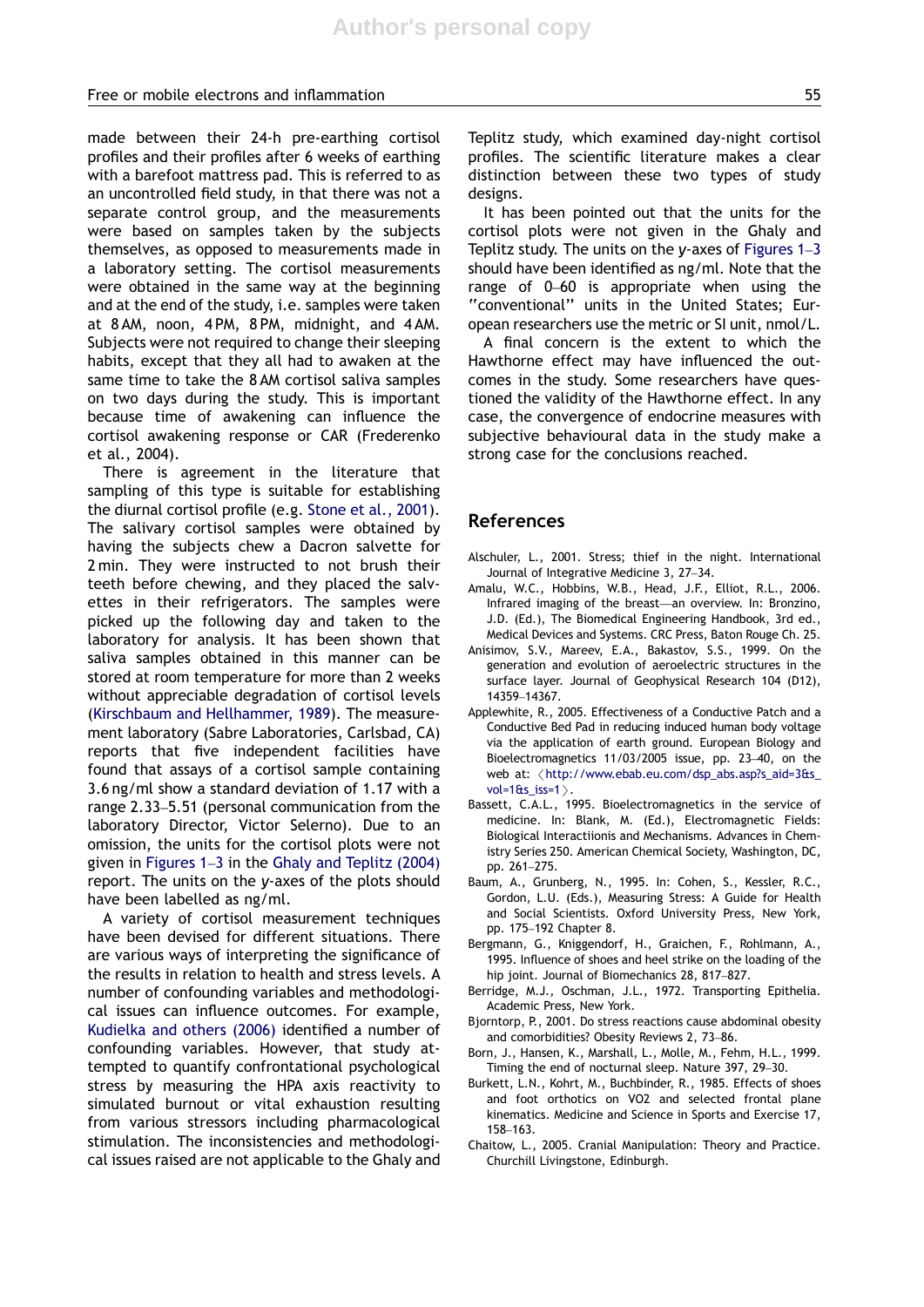made between their 24-h pre-earthing cortisol profiles and their profiles after 6 weeks of earthing with a barefoot mattress pad. This is referred to as an uncontrolled field study, in that there was not a separate control group, and the measurements were based on samples taken by the subjects themselves, as opposed to measurements made in a laboratory setting. The cortisol measurements were obtained in the same way at the beginning and at the end of the study, i.e. samples were taken at 8 AM, noon, 4 PM, 8 PM, midnight, and 4 AM. Subjects were not required to change their sleeping habits, except that they all had to awaken at the same time to take the 8 AM cortisol saliva samples on two days during the study. This is important because time of awakening can influence the cortisol awakening response or CAR (Frederenko et al., 2004).

There is agreement in the literature that sampling of this type is suitable for establishing the diurnal cortisol profile (e.g. Stone et al., 2001). The salivary cortisol samples were obtained by having the subjects chew a Dacron salvette for 2 min. They were instructed to not brush their teeth before chewing, and they placed the salvettes in their refrigerators. The samples were picked up the following day and taken to the laboratory for analysis. It has been shown that saliva samples obtained in this manner can be stored at room temperature for more than 2 weeks without appreciable degradation of cortisol levels (Kirschbaum and Hellhammer, 1989). The measurement laboratory (Sabre Laboratories, Carlsbad, CA) reports that five independent facilities have found that assays of a cortisol sample containing 3.6 ng/ml show a standard deviation of 1.17 with a range 2.33–5.51 (personal communication from the laboratory Director, Victor Selerno). Due to an omission, the units for the cortisol plots were not given in Figures 1–3 in the Ghaly and Teplitz (2004) report. The units on the *y*-axes of the plots should have been labelled as ng/ml.

A variety of cortisol measurement techniques have been devised for different situations. There are various ways of interpreting the significance of the results in relation to health and stress levels. A number of confounding variables and methodological issues can influence outcomes. For example, Kudielka and others (2006) identified a number of confounding variables. However, that study attempted to quantify confrontational psychological stress by measuring the HPA axis reactivity to simulated burnout or vital exhaustion resulting from various stressors including pharmacological stimulation. The inconsistencies and methodological issues raised are not applicable to the Ghaly and Teplitz study, which examined day-night cortisol profiles. The scientific literature makes a clear distinction between these two types of study designs.

It has been pointed out that the units for the cortisol plots were not given in the Ghaly and Teplitz study. The units on the *y*-axes of Figures 1–3 should have been identified as ng/ml. Note that the range of 0–60 is appropriate when using the "conventional" units in the United States; European researchers use the metric or SI unit, nmol/L.

A final concern is the extent to which the Hawthorne effect may have influenced the outcomes in the study. Some researchers have questioned the validity of the Hawthorne effect. In any case, the convergence of endocrine measures with subjective behavioural data in the study make a strong case for the conclusions reached.

## References

Alschuler, L., 2001. Stress; thief in the night. International Journal of Integrative Medicine 3, 27–34.

Amalu, W.C., Hobbins, W.B., Head, J.F., Elliot, R.L., 2006. Infrared imaging of the breast—an overview. In: Bronzino, J.D. (Ed.), The Biomedical Engineering Handbook, 3rd ed., Medical Devices and Systems. CRC Press, Baton Rouge Ch. 25.

Anisimov, S.V., Mareev, E.A., Bakastov, S.S., 1999. On the generation and evolution of aeroelectric structures in the surface layer. Journal of Geophysical Research 104 (D12), 14359–14367.

Applewhite, R., 2005. Effectiveness of a Conductive Patch and a Conductive Bed Pad in reducing induced human body voltage via the application of earth ground. European Biology and Bioelectromagnetics 11/03/2005 issue, pp. 23–40, on the web at: 〈http://www.ebab.eu.com/dsp_abs.asp?s_aid=3&s_vol=1&s_iss=1〉.

Bassett, C.A.L., 1995. Bioelectromagnetics in the service of medicine. In: Blank, M. (Ed.), Electromagnetic Fields: Biological Interactiionis and Mechanisms. Advances in Chemistry Series 250. American Chemical Society, Washington, DC, pp. 261–275.

Baum, A., Grunberg, N., 1995. In: Cohen, S., Kessler, R.C., Gordon, L.U. (Eds.), Measuring Stress: A Guide for Health and Social Scientists. Oxford University Press, New York, pp. 175–192 Chapter 8.

Bergmann, G., Kniggendorf, H., Graichen, F., Rohlmann, A., 1995. Influence of shoes and heel strike on the loading of the hip joint. Journal of Biomechanics 28, 817–827.

Berridge, M.J., Oschman, J.L., 1972. Transporting Epithelia. Academic Press, New York.

Bjorntorp, P., 2001. Do stress reactions cause abdominal obesity and comorbidities? Obesity Reviews 2, 73–86.

Born, J., Hansen, K., Marshall, L., Molle, M., Fehm, H.L., 1999. Timing the end of nocturnal sleep. Nature 397, 29–30.

Burkett, L.N., Kohrt, M., Buchbinder, R., 1985. Effects of shoes and foot orthotics on VO2 and selected frontal plane kinematics. Medicine and Science in Sports and Exercise 17, 158–163.

Chaitow, L., 2005. Cranial Manipulation: Theory and Practice. Churchill Livingstone, Edinburgh.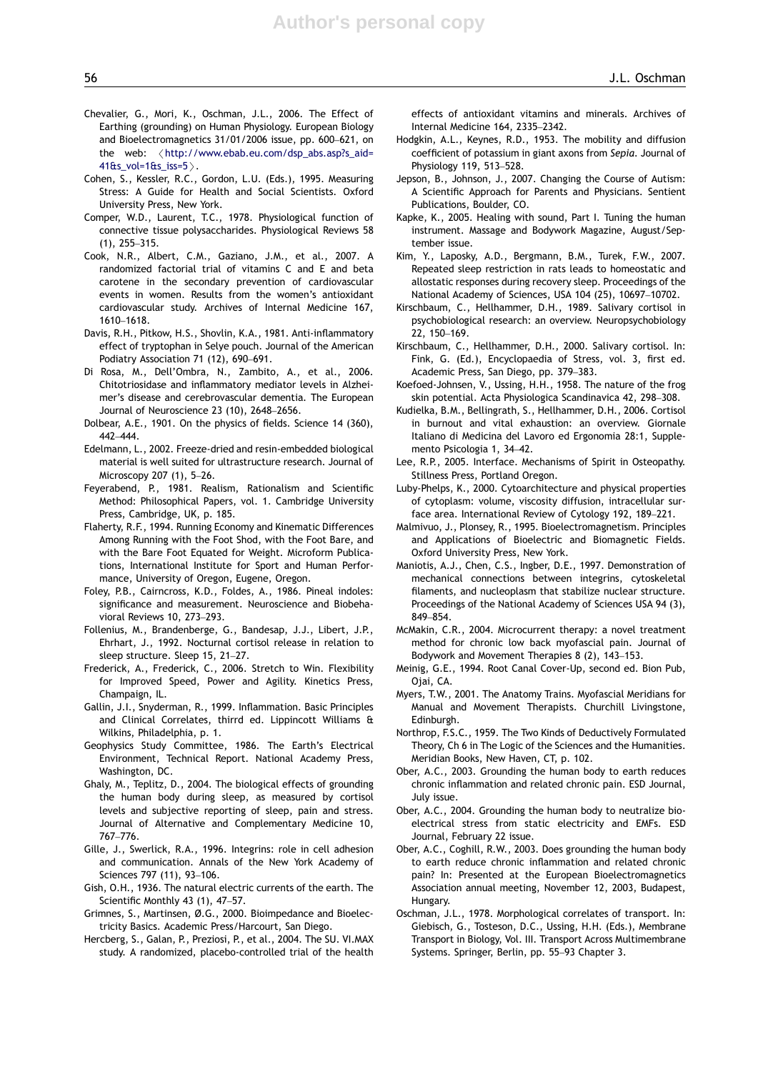Chevalier, G., Mori, K., Oschman, J.L., 2006. The Effect of Earthing (grounding) on Human Physiology. European Biology and Bioelectromagnetics 31/01/2006 issue, pp. 600–621, on the web: 〈http://www.ebab.eu.com/dsp_abs.asp?s_aid=41&s_vol=1&s_iss=5〉.

Cohen, S., Kessler, R.C., Gordon, L.U. (Eds.), 1995. Measuring Stress: A Guide for Health and Social Scientists. Oxford University Press, New York.

Comper, W.D., Laurent, T.C., 1978. Physiological function of connective tissue polysaccharides. Physiological Reviews 58 (1), 255–315.

Cook, N.R., Albert, C.M., Gaziano, J.M., et al., 2007. A randomized factorial trial of vitamins C and E and beta carotene in the secondary prevention of cardiovascular events in women. Results from the women's antioxidant cardiovascular study. Archives of Internal Medicine 167, 1610–1618.

Davis, R.H., Pitkow, H.S., Shovlin, K.A., 1981. Anti-inflammatory effect of tryptophan in Selye pouch. Journal of the American Podiatry Association 71 (12), 690–691.

Di Rosa, M., Dell'Ombra, N., Zambito, A., et al., 2006. Chitotriosidase and inflammatory mediator levels in Alzheimer's disease and cerebrovascular dementia. The European Journal of Neuroscience 23 (10), 2648–2656.

Dolbear, A.E., 1901. On the physics of fields. Science 14 (360), 442–444.

Edelmann, L., 2002. Freeze-dried and resin-embedded biological material is well suited for ultrastructure research. Journal of Microscopy 207 (1), 5–26.

Feyerabend, P., 1981. Realism, Rationalism and Scientific Method: Philosophical Papers, vol. 1. Cambridge University Press, Cambridge, UK, p. 185.

Flaherty, R.F., 1994. Running Economy and Kinematic Differences Among Running with the Foot Shod, with the Foot Bare, and with the Bare Foot Equated for Weight. Microform Publications, International Institute for Sport and Human Performance, University of Oregon, Eugene, Oregon.

Foley, P.B., Cairncross, K.D., Foldes, A., 1986. Pineal indoles: significance and measurement. Neuroscience and Biobehavioral Reviews 10, 273–293.

Follenius, M., Brandenberge, G., Bandesap, J.J., Libert, J.P., Ehrhart, J., 1992. Nocturnal cortisol release in relation to sleep structure. Sleep 15, 21–27.

Frederick, A., Frederick, C., 2006. Stretch to Win. Flexibility for Improved Speed, Power and Agility. Kinetics Press, Champaign, IL.

Gallin, J.I., Snyderman, R., 1999. Inflammation. Basic Principles and Clinical Correlates, thirrd ed. Lippincott Williams & Wilkins, Philadelphia, p. 1.

Geophysics Study Committee, 1986. The Earth's Electrical Environment, Technical Report. National Academy Press, Washington, DC.

Ghaly, M., Teplitz, D., 2004. The biological effects of grounding the human body during sleep, as measured by cortisol levels and subjective reporting of sleep, pain and stress. Journal of Alternative and Complementary Medicine 10, 767–776.

Gille, J., Swerlick, R.A., 1996. Integrins: role in cell adhesion and communication. Annals of the New York Academy of Sciences 797 (11), 93–106.

Gish, O.H., 1936. The natural electric currents of the earth. The Scientific Monthly 43 (1), 47–57.

Grimnes, S., Martinsen, Ø.G., 2000. Bioimpedance and Bioelectricity Basics. Academic Press/Harcourt, San Diego.

Hercberg, S., Galan, P., Preziosi, P., et al., 2004. The SU. VI.MAX study. A randomized, placebo-controlled trial of the health effects of antioxidant vitamins and minerals. Archives of Internal Medicine 164, 2335–2342.

Hodgkin, A.L., Keynes, R.D., 1953. The mobility and diffusion coefficient of potassium in giant axons from *Sepia*. Journal of Physiology 119, 513–528.

Jepson, B., Johnson, J., 2007. Changing the Course of Autism: A Scientific Approach for Parents and Physicians. Sentient Publications, Boulder, CO.

Kapke, K., 2005. Healing with sound, Part I. Tuning the human instrument. Massage and Bodywork Magazine, August/September issue.

Kim, Y., Laposky, A.D., Bergmann, B.M., Turek, F.W., 2007. Repeated sleep restriction in rats leads to homeostatic and allostatic responses during recovery sleep. Proceedings of the National Academy of Sciences, USA 104 (25), 10697–10702.

Kirschbaum, C., Hellhammer, D.H., 1989. Salivary cortisol in psychobiological research: an overview. Neuropsychobiology 22, 150–169.

Kirschbaum, C., Hellhammer, D.H., 2000. Salivary cortisol. In: Fink, G. (Ed.), Encyclopaedia of Stress, vol. 3, first ed. Academic Press, San Diego, pp. 379–383.

Koefoed-Johnsen, V., Ussing, H.H., 1958. The nature of the frog skin potential. Acta Physiologica Scandinavica 42, 298–308.

Kudielka, B.M., Bellingrath, S., Hellhammer, D.H., 2006. Cortisol in burnout and vital exhaustion: an overview. Giornale Italiano di Medicina del Lavoro ed Ergonomia 28:1, Supplemento Psicologia 1, 34–42.

Lee, R.P., 2005. Interface. Mechanisms of Spirit in Osteopathy. Stillness Press, Portland Oregon.

Luby-Phelps, K., 2000. Cytoarchitecture and physical properties of cytoplasm: volume, viscosity diffusion, intracellular surface area. International Review of Cytology 192, 189–221.

Malmivuo, J., Plonsey, R., 1995. Bioelectromagnetism. Principles and Applications of Bioelectric and Biomagnetic Fields. Oxford University Press, New York.

Maniotis, A.J., Chen, C.S., Ingber, D.E., 1997. Demonstration of mechanical connections between integrins, cytoskeletal filaments, and nucleoplasm that stabilize nuclear structure. Proceedings of the National Academy of Sciences USA 94 (3), 849–854.

McMakin, C.R., 2004. Microcurrent therapy: a novel treatment method for chronic low back myofascial pain. Journal of Bodywork and Movement Therapies 8 (2), 143–153.

Meinig, G.E., 1994. Root Canal Cover-Up, second ed. Bion Pub, Ojai, CA.

Myers, T.W., 2001. The Anatomy Trains. Myofascial Meridians for Manual and Movement Therapists. Churchill Livingstone, Edinburgh.

Northrop, F.S.C., 1959. The Two Kinds of Deductively Formulated Theory, Ch 6 in The Logic of the Sciences and the Humanities. Meridian Books, New Haven, CT, p. 102.

Ober, A.C., 2003. Grounding the human body to earth reduces chronic inflammation and related chronic pain. ESD Journal, July issue.

Ober, A.C., 2004. Grounding the human body to neutralize bioelectrical stress from static electricity and EMFs. ESD Journal, February 22 issue.

Ober, A.C., Coghill, R.W., 2003. Does grounding the human body to earth reduce chronic inflammation and related chronic pain? In: Presented at the European Bioelectromagnetics Association annual meeting, November 12, 2003, Budapest, Hungary.

Oschman, J.L., 1978. Morphological correlates of transport. In: Giebisch, G., Tosteson, D.C., Ussing, H.H. (Eds.), Membrane Transport in Biology, Vol. III. Transport Across Multimembrane Systems. Springer, Berlin, pp. 55–93 Chapter 3.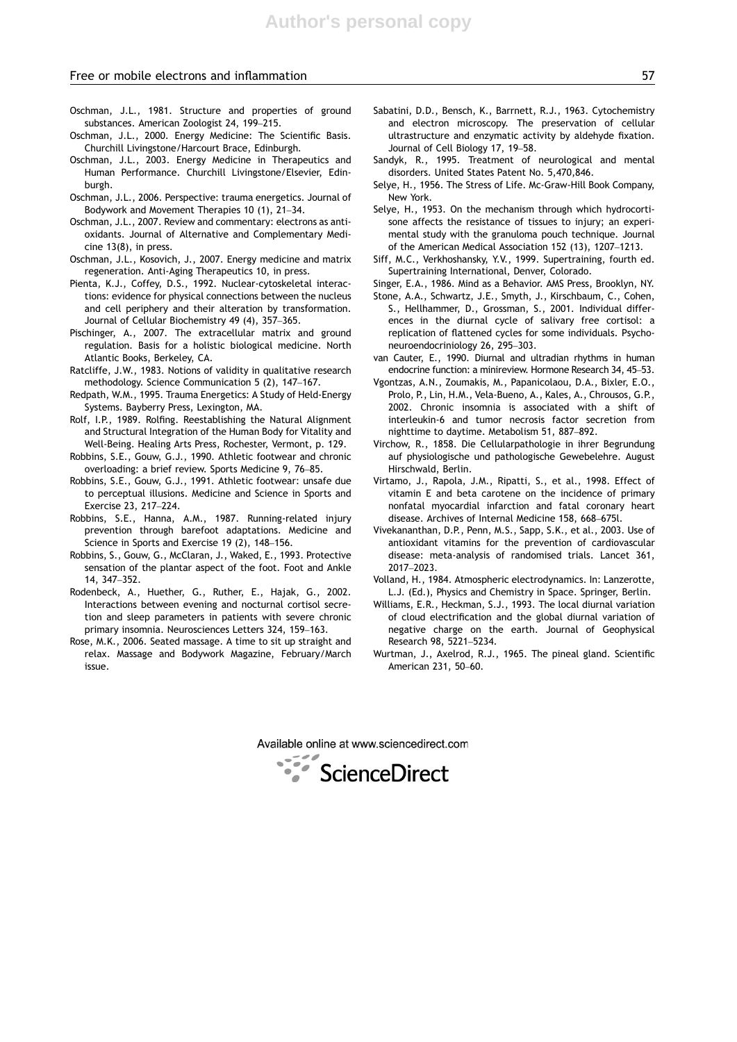Oschman, J.L., 1981. Structure and properties of ground substances. American Zoologist 24, 199–215.

Oschman, J.L., 2000. Energy Medicine: The Scientific Basis. Churchill Livingstone/Harcourt Brace, Edinburgh.

Oschman, J.L., 2003. Energy Medicine in Therapeutics and Human Performance. Churchill Livingstone/Elsevier, Edinburgh.

Oschman, J.L., 2006. Perspective: trauma energetics. Journal of Bodywork and Movement Therapies 10 (1), 21–34.

Oschman, J.L., 2007. Review and commentary: electrons as antioxidants. Journal of Alternative and Complementary Medicine 13(8), in press.

Oschman, J.L., Kosovich, J., 2007. Energy medicine and matrix regeneration. Anti-Aging Therapeutics 10, in press.

Pienta, K.J., Coffey, D.S., 1992. Nuclear-cytoskeletal interactions: evidence for physical connections between the nucleus and cell periphery and their alteration by transformation. Journal of Cellular Biochemistry 49 (4), 357–365.

Pischinger, A., 2007. The extracellular matrix and ground regulation. Basis for a holistic biological medicine. North Atlantic Books, Berkeley, CA.

Ratcliffe, J.W., 1983. Notions of validity in qualitative research methodology. Science Communication 5 (2), 147–167.

Redpath, W.M., 1995. Trauma Energetics: A Study of Held-Energy Systems. Bayberry Press, Lexington, MA.

Rolf, I.P., 1989. Rolfing. Reestablishing the Natural Alignment and Structural Integration of the Human Body for Vitality and Well-Being. Healing Arts Press, Rochester, Vermont, p. 129.

Robbins, S.E., Gouw, G.J., 1990. Athletic footwear and chronic overloading: a brief review. Sports Medicine 9, 76–85.

Robbins, S.E., Gouw, G.J., 1991. Athletic footwear: unsafe due to perceptual illusions. Medicine and Science in Sports and Exercise 23, 217–224.

Robbins, S.E., Hanna, A.M., 1987. Running-related injury prevention through barefoot adaptations. Medicine and Science in Sports and Exercise 19 (2), 148–156.

Robbins, S., Gouw, G., McClaran, J., Waked, E., 1993. Protective sensation of the plantar aspect of the foot. Foot and Ankle 14, 347–352.

Rodenbeck, A., Huether, G., Ruther, E., Hajak, G., 2002. Interactions between evening and nocturnal cortisol secretion and sleep parameters in patients with severe chronic primary insomnia. Neurosciences Letters 324, 159–163.

Rose, M.K., 2006. Seated massage. A time to sit up straight and relax. Massage and Bodywork Magazine, February/March issue.

Sabatini, D.D., Bensch, K., Barrnett, R.J., 1963. Cytochemistry and electron microscopy. The preservation of cellular ultrastructure and enzymatic activity by aldehyde fixation. Journal of Cell Biology 17, 19–58.

Sandyk, R., 1995. Treatment of neurological and mental disorders. United States Patent No. 5,470,846.

Selye, H., 1956. The Stress of Life. Mc-Graw-Hill Book Company, New York.

Selye, H., 1953. On the mechanism through which hydrocortisone affects the resistance of tissues to injury; an experimental study with the granuloma pouch technique. Journal of the American Medical Association 152 (13), 1207–1213.

Siff, M.C., Verkhoshansky, Y.V., 1999. Supertraining, fourth ed. Supertraining International, Denver, Colorado.

Singer, E.A., 1986. Mind as a Behavior. AMS Press, Brooklyn, NY.

Stone, A.A., Schwartz, J.E., Smyth, J., Kirschbaum, C., Cohen, S., Hellhammer, D., Grossman, S., 2001. Individual differences in the diurnal cycle of salivary free cortisol: a replication of flattened cycles for some individuals. Psychoneuroendocriniology 26, 295–303.

van Cauter, E., 1990. Diurnal and ultradian rhythms in human endocrine function: a minireview. Hormone Research 34, 45–53.

Vgontzas, A.N., Zoumakis, M., Papanicolaou, D.A., Bixler, E.O., Prolo, P., Lin, H.M., Vela-Bueno, A., Kales, A., Chrousos, G.P., 2002. Chronic insomnia is associated with a shift of interleukin-6 and tumor necrosis factor secretion from nighttime to daytime. Metabolism 51, 887–892.

Virchow, R., 1858. Die Cellularpathologie in ihrer Begrundung auf physiologische und pathologische Gewebelehre. August Hirschwald, Berlin.

Virtamo, J., Rapola, J.M., Ripatti, S., et al., 1998. Effect of vitamin E and beta carotene on the incidence of primary nonfatal myocardial infarction and fatal coronary heart disease. Archives of Internal Medicine 158, 668–675l.

Vivekananthan, D.P., Penn, M.S., Sapp, S.K., et al., 2003. Use of antioxidant vitamins for the prevention of cardiovascular disease: meta-analysis of randomised trials. Lancet 361, 2017–2023.

Volland, H., 1984. Atmospheric electrodynamics. In: Lanzerotte, L.J. (Ed.), Physics and Chemistry in Space. Springer, Berlin.

Williams, E.R., Heckman, S.J., 1993. The local diurnal variation of cloud electrification and the global diurnal variation of negative charge on the earth. Journal of Geophysical Research 98, 5221–5234.

Wurtman, J., Axelrod, R.J., 1965. The pineal gland. Scientific American 231, 50–60.